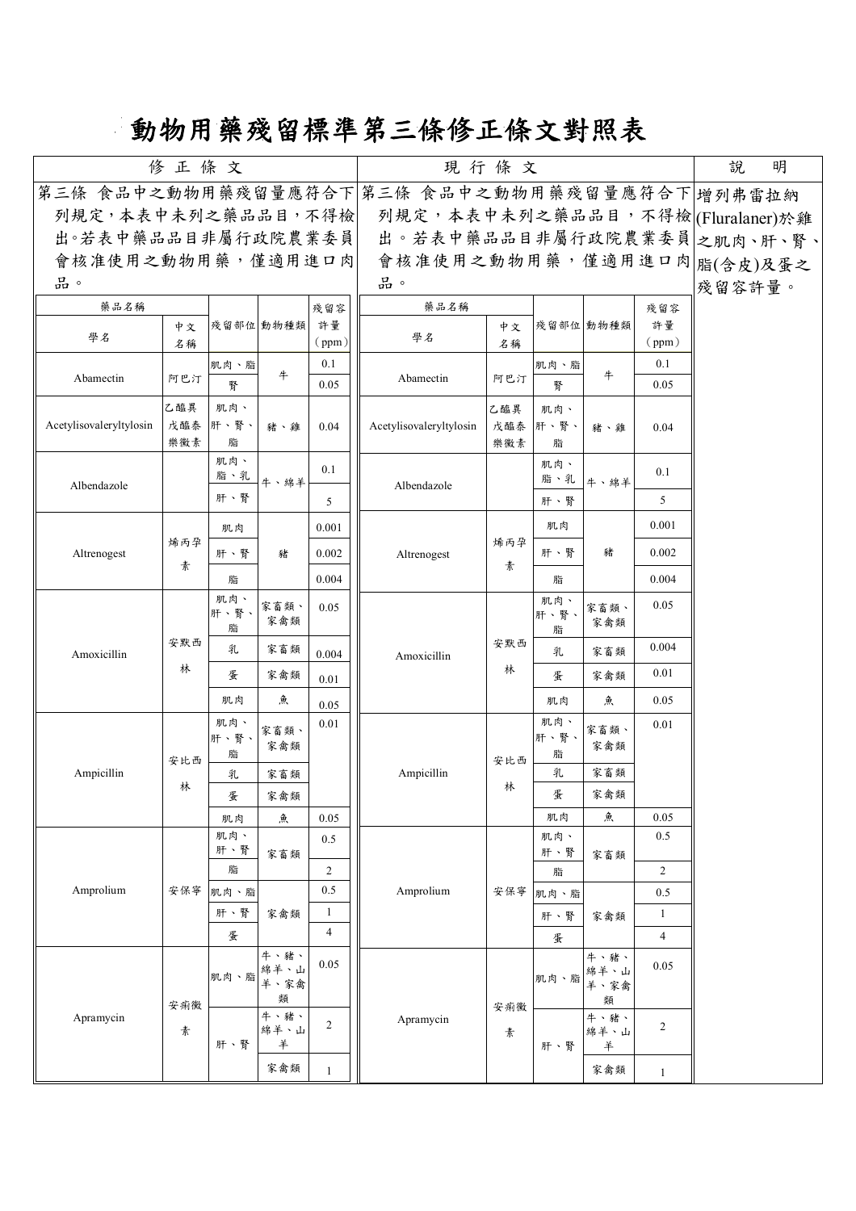# 動物用藥殘留標準第三條修正條文對照表

| 修正條文 | 現行條文 | 說明 |
|---|---|---|
| 第三條 食品中之動物用藥殘留量應符合下列規定，本表中未列之藥品品目，不得檢出。若表中藥品品目非屬行政院農業委員會核准使用之動物用藥，僅適用進口肉品。 | 第三條 食品中之動物用藥殘留量應符合下列規定，本表中未列之藥品品目，不得檢出。若表中藥品品目非屬行政院農業委員會核准使用之動物用藥，僅適用進口肉品。 | 增列弗雷拉納(Fluralaner)於雞之肌肉、肝、腎、脂(含皮)及蛋之殘留容許量。 |

**修正條文：**

| 藥品名稱 學名 | 中文名稱 | 殘留部位 | 動物種類 | 殘留容許量（ppm） |
|---|---|---|---|---|
| Abamectin | 阿巴汀 | 肌肉、脂 | 牛 | 0.1 |
| | | 腎 | | 0.05 |
| Acetylisovaleryltylosin | 乙醯異戊醯泰樂黴素 | 肌肉、肝、腎、脂 | 豬、雞 | 0.04 |
| Albendazole | | 肌肉、脂、乳 | 牛、綿羊 | 0.1 |
| | | 肝、腎 | | 5 |
| Altrenogest | 烯丙孕素 | 肌肉 | 豬 | 0.001 |
| | | 肝、腎 | | 0.002 |
| | | 脂 | | 0.004 |
| Amoxicillin | 安默西林 | 肌肉、肝、腎、脂 | 家畜類、家禽類 | 0.05 |
| | | 乳 | 家畜類 | 0.004 |
| | | 蛋 | 家禽類 | 0.01 |
| | | 肌肉 | 魚 | 0.05 |
| Ampicillin | 安比西林 | 肌肉、肝、腎、脂 | 家畜類、家禽類 | 0.01 |
| | | 乳 | 家畜類 | |
| | | 蛋 | 家禽類 | |
| | | 肌肉 | 魚 | 0.05 |
| Amprolium | 安保寧 | 肌肉、肝、腎 | 家畜類 | 0.5 |
| | | 脂 | | 2 |
| | | 肌肉、脂 | 家禽類 | 0.5 |
| | | 肝、腎 | | 1 |
| | | 蛋 | | 4 |
| Apramycin | 安痢黴素 | 肌肉、脂 | 牛、豬、綿羊、山羊、家禽類 | 0.05 |
| | | 肝、腎 | 牛、豬、綿羊、山羊 | 2 |
| | | | 家禽類 | 1 |

**現行條文：**

| 藥品名稱 學名 | 中文名稱 | 殘留部位 | 動物種類 | 殘留容許量（ppm） |
|---|---|---|---|---|
| Abamectin | 阿巴汀 | 肌肉、脂 | 牛 | 0.1 |
| | | 腎 | | 0.05 |
| Acetylisovaleryltylosin | 乙醯異戊醯泰樂黴素 | 肌肉、肝、腎、脂 | 豬、雞 | 0.04 |
| Albendazole | | 肌肉、脂、乳 | 牛、綿羊 | 0.1 |
| | | 肝、腎 | | 5 |
| Altrenogest | 烯丙孕素 | 肌肉 | 豬 | 0.001 |
| | | 肝、腎 | | 0.002 |
| | | 脂 | | 0.004 |
| Amoxicillin | 安默西林 | 肌肉、肝、腎、脂 | 家畜類、家禽類 | 0.05 |
| | | 乳 | 家畜類 | 0.004 |
| | | 蛋 | 家禽類 | 0.01 |
| | | 肌肉 | 魚 | 0.05 |
| Ampicillin | 安比西林 | 肌肉、肝、腎、脂 | 家畜類、家禽類 | 0.01 |
| | | 乳 | 家畜類 | |
| | | 蛋 | 家禽類 | |
| | | 肌肉 | 魚 | 0.05 |
| Amprolium | 安保寧 | 肌肉、肝、腎 | 家畜類 | 0.5 |
| | | 脂 | | 2 |
| | | 肌肉、脂 | 家禽類 | 0.5 |
| | | 肝、腎 | | 1 |
| | | 蛋 | | 4 |
| Apramycin | 安痢黴素 | 肌肉、脂 | 牛、豬、綿羊、山羊、家禽類 | 0.05 |
| | | 肝、腎 | 牛、豬、綿羊、山羊 | 2 |
| | | | 家禽類 | 1 |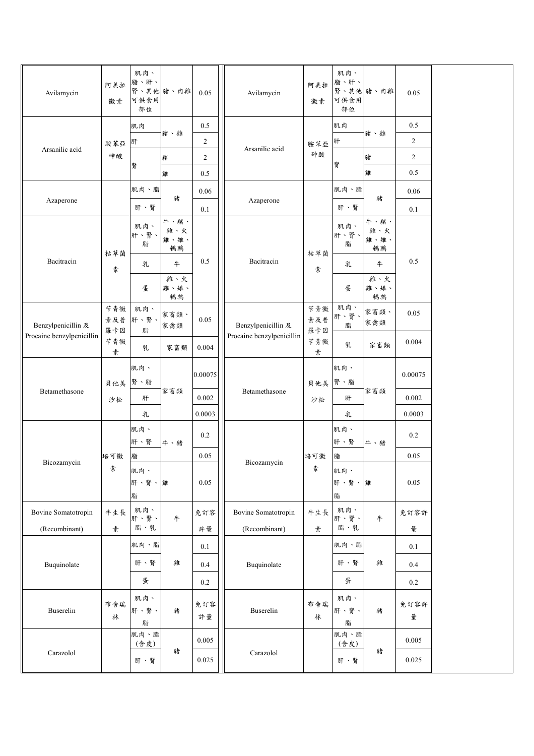| Avilamycin | 阿美拉黴素 | 肌肉、脂、肝、腎、其他可供食用部位 | 豬、肉雞 | 0.05 | Avilamycin | 阿美拉黴素 | 肌肉、脂、肝、腎、其他可供食用部位 | 豬、肉雞 | 0.05 |
|---|---|---|---|---|---|---|---|---|---|
| Arsanilic acid | 胺苯亞砷酸 | 肌肉 | 豬、雞 | 0.5 | Arsanilic acid | 胺苯亞砷酸 | 肌肉 | 豬、雞 | 0.5 |
| | | 肝 | | 2 | | | 肝 | | 2 |
| | | 腎 | 豬 | 2 | | | 腎 | 豬 | 2 |
| | | | 雞 | 0.5 | | | | 雞 | 0.5 |
| Azaperone | | 肌肉、脂 | 豬 | 0.06 | Azaperone | | 肌肉、脂 | 豬 | 0.06 |
| | | 肝、腎 | | 0.1 | | | 肝、腎 | | 0.1 |
| Bacitracin | 枯草菌素 | 肌肉、肝、腎、脂 | 牛、豬、雞、火雞、雉、鵪鶉 | 0.5 | Bacitracin | 枯草菌素 | 肌肉、肝、腎、脂 | 牛、豬、雞、火雞、雉、鵪鶉 | 0.5 |
| | | 乳 | 牛 | | | | 乳 | 牛 | |
| | | 蛋 | 雞、火雞、雉、鵪鶉 | | | | 蛋 | 雞、火雞、雉、鵪鶉 | |
| Benzylpenicillin 及 Procaine benzylpenicillin | 苄青黴素及普羅卡因苄青黴素 | 肌肉、肝、腎、脂 | 家畜類、家禽類 | 0.05 | Benzylpenicillin 及 Procaine benzylpenicillin | 苄青黴素及普羅卡因苄青黴素 | 肌肉、肝、腎、脂 | 家畜類、家禽類 | 0.05 |
| | | 乳 | 家畜類 | 0.004 | | | 乳 | 家畜類 | 0.004 |
| Betamethasone | 貝他美沙松 | 肌肉、腎、脂 | 家畜類 | 0.00075 | Betamethasone | 貝他美沙松 | 肌肉、腎、脂 | 家畜類 | 0.00075 |
| | | 肝 | | 0.002 | | | 肝 | | 0.002 |
| | | 乳 | | 0.0003 | | | 乳 | | 0.0003 |
| Bicozamycin | 培可黴素 | 肌肉、肝、腎 | 牛、豬 | 0.2 | Bicozamycin | 培可黴素 | 肌肉、肝、腎 | 牛、豬 | 0.2 |
| | | 脂 | | 0.05 | | | 脂 | | 0.05 |
| | | 肌肉、肝、腎、脂 | 雞 | 0.05 | | | 肌肉、肝、腎、脂 | 雞 | 0.05 |
| Bovine Somatotropin (Recombinant) | 牛生長素 | 肌肉、肝、腎、脂、乳 | 牛 | 免訂容許量 | Bovine Somatotropin (Recombinant) | 牛生長素 | 肌肉、肝、腎、脂、乳 | 牛 | 免訂容許量 |
| Buquinolate | | 肌肉、脂 | 雞 | 0.1 | Buquinolate | | 肌肉、脂 | 雞 | 0.1 |
| | | 肝、腎 | | 0.4 | | | 肝、腎 | | 0.4 |
| | | 蛋 | | 0.2 | | | 蛋 | | 0.2 |
| Buserelin | 布舍瑞林 | 肌肉、肝、腎、脂 | 豬 | 免訂容許量 | Buserelin | 布舍瑞林 | 肌肉、肝、腎、脂 | 豬 | 免訂容許量 |
| Carazolol | | 肌肉、脂(含皮) | 豬 | 0.005 | Carazolol | | 肌肉、脂(含皮) | 豬 | 0.005 |
| | | 肝、腎 | | 0.025 | | | 肝、腎 | | 0.025 |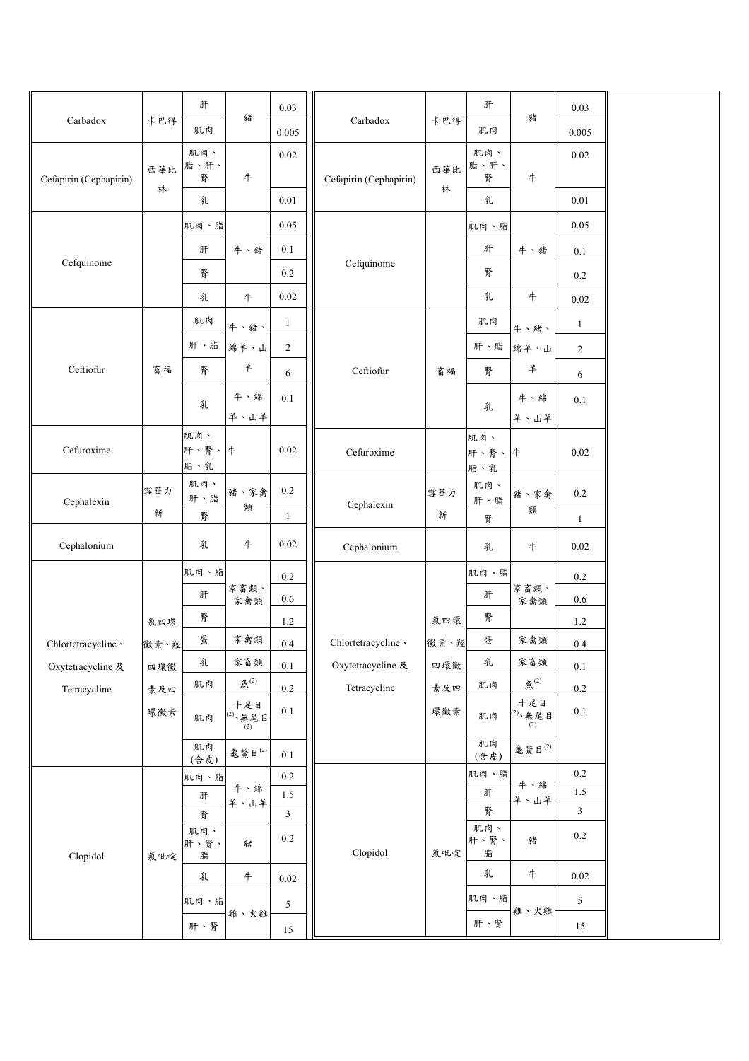| | | | | | | | | | |
|---|---|---|---|---|---|---|---|---|---|
| Carbadox | 卡巴得 | 肝 | 豬 | 0.03 | Carbadox | 卡巴得 | 肝 | 豬 | 0.03 |
| | | 肌肉 | | 0.005 | | | 肌肉 | | 0.005 |
| Cefapirin (Cephapirin) | 西華比林 | 肌肉、脂、肝、腎 | 牛 | 0.02 | Cefapirin (Cephapirin) | 西華比林 | 肌肉、脂、肝、腎 | 牛 | 0.02 |
| | | 乳 | | 0.01 | | | 乳 | | 0.01 |
| Cefquinome | | 肌肉、脂 | 牛、豬 | 0.05 | Cefquinome | | 肌肉、脂 | 牛、豬 | 0.05 |
| | | 肝 | | 0.1 | | | 肝 | | 0.1 |
| | | 腎 | | 0.2 | | | 腎 | | 0.2 |
| | | 乳 | 牛 | 0.02 | | | 乳 | 牛 | 0.02 |
| Ceftiofur | 畜福 | 肌肉 | 牛、豬、綿羊、山羊 | 1 | Ceftiofur | 畜福 | 肌肉 | 牛、豬、綿羊、山羊 | 1 |
| | | 肝、脂 | | 2 | | | 肝、脂 | | 2 |
| | | 腎 | | 6 | | | 腎 | | 6 |
| | | 乳 | 牛、綿羊、山羊 | 0.1 | | | 乳 | 牛、綿羊、山羊 | 0.1 |
| Cefuroxime | | 肌肉、肝、腎、脂、乳 | 牛 | 0.02 | Cefuroxime | | 肌肉、肝、腎、脂、乳 | 牛 | 0.02 |
| Cephalexin | 雪華力新 | 肌肉、肝、脂 | 豬、家禽類 | 0.2 | Cephalexin | 雪華力新 | 肌肉、肝、脂 | 豬、家禽類 | 0.2 |
| | | 腎 | | 1 | | | 腎 | | 1 |
| Cephalonium | | 乳 | 牛 | 0.02 | Cephalonium | | 乳 | 牛 | 0.02 |
| Chlortetracycline、Oxytetracycline 及 Tetracycline | 氯四環黴素、羥四環黴素及四環黴素 | 肌肉、脂 | 家畜類、家禽類 | 0.2 | Chlortetracycline、Oxytetracycline 及 Tetracycline | 氯四環黴素、羥四環黴素及四環黴素 | 肌肉、脂 | 家畜類、家禽類 | 0.2 |
| | | 肝 | | 0.6 | | | 肝 | | 0.6 |
| | | 腎 | | 1.2 | | | 腎 | | 1.2 |
| | | 蛋 | 家禽類 | 0.4 | | | 蛋 | 家禽類 | 0.4 |
| | | 乳 | 家畜類 | 0.1 | | | 乳 | 家畜類 | 0.1 |
| | | 肌肉 | 魚(2) | 0.2 | | | 肌肉 | 魚(2) | 0.2 |
| | | 肌肉 | 十足目(2)、無尾目(2) | 0.1 | | | 肌肉 | 十足目(2)、無尾目(2) | 0.1 |
| | | 肌肉(含皮) | 龜鱉目(2) | 0.1 | | | 肌肉(含皮) | 龜鱉目(2) | |
| Clopidol | 氯吡啶 | 肌肉、脂 | 牛、綿羊、山羊 | 0.2 | Clopidol | 氯吡啶 | 肌肉、脂 | 牛、綿羊、山羊 | 0.2 |
| | | 肝 | | 1.5 | | | 肝 | | 1.5 |
| | | 腎 | | 3 | | | 腎 | | 3 |
| | | 肌肉、肝、腎、脂 | 豬 | 0.2 | | | 肌肉、肝、腎、脂 | 豬 | 0.2 |
| | | 乳 | 牛 | 0.02 | | | 乳 | 牛 | 0.02 |
| | | 肌肉、脂 | 雞、火雞 | 5 | | | 肌肉、脂 | 雞、火雞 | 5 |
| | | 肝、腎 | | 15 | | | 肝、腎 | | 15 |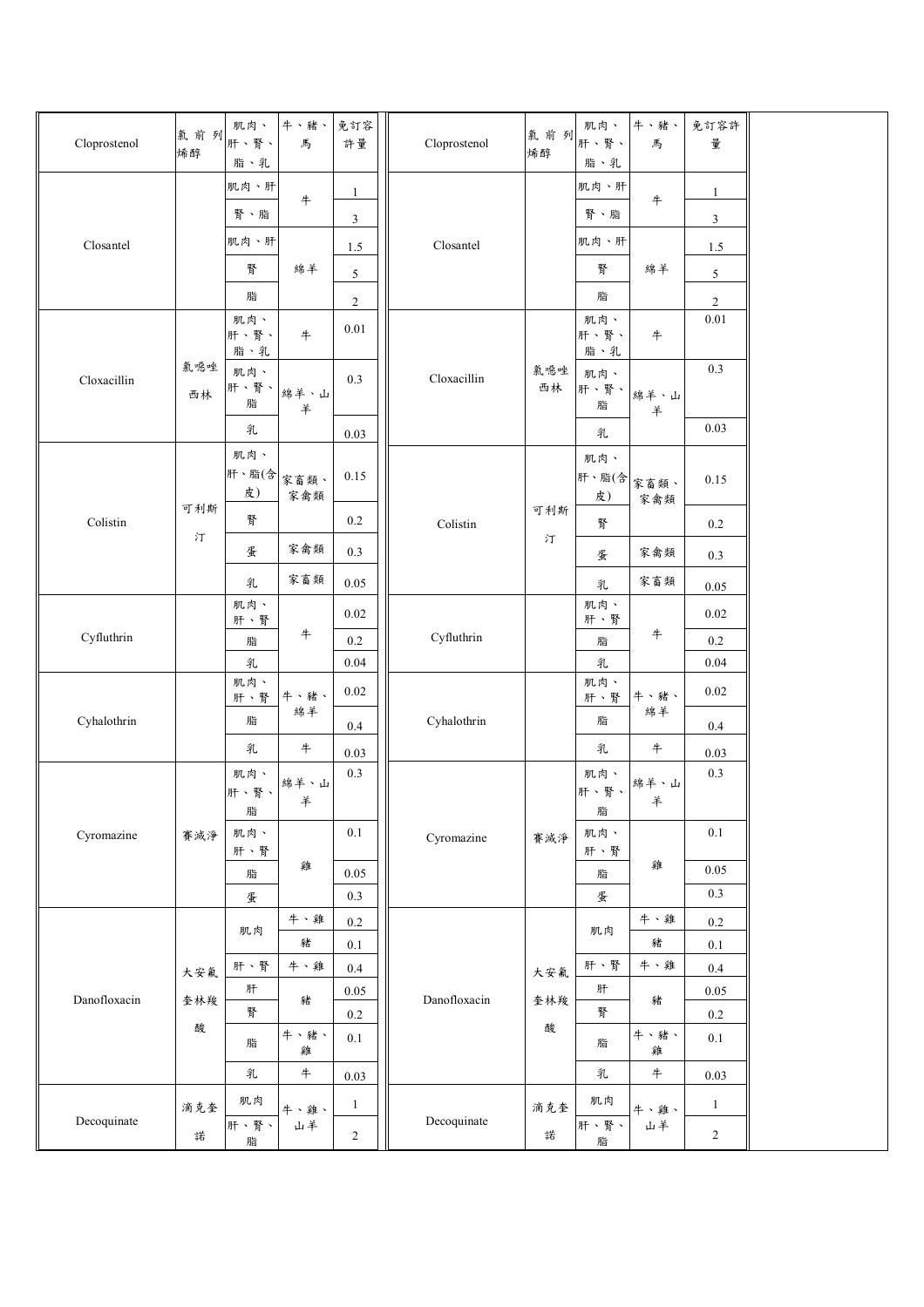| Cloprostenol | 氯前列烯醇 | 肌肉、肝、腎、脂、乳 | 牛、豬、馬 | 免訂容許量 | Cloprostenol | 氯前列烯醇 | 肌肉、肝、腎、脂、乳 | 牛、豬、馬 | 免訂容許量 |
|---|---|---|---|---|---|---|---|---|---|
| Closantel | | 肌肉、肝 | 牛 | 1 | Closantel | | 肌肉、肝 | 牛 | 1 |
| | | 腎、脂 | | 3 | | | 腎、脂 | | 3 |
| | | 肌肉、肝 | 綿羊 | 1.5 | | | 肌肉、肝 | 綿羊 | 1.5 |
| | | 腎 | | 5 | | | 腎 | | 5 |
| | | 脂 | | 2 | | | 脂 | | 2 |
| Cloxacillin | 氯噁唑西林 | 肌肉、肝、腎、脂、乳 | 牛 | 0.01 | Cloxacillin | 氯噁唑西林 | 肌肉、肝、腎、脂、乳 | 牛 | 0.01 |
| | | 肌肉、肝、腎、脂 | 綿羊、山羊 | 0.3 | | | 肌肉、肝、腎、脂 | 綿羊、山羊 | 0.3 |
| | | 乳 | | 0.03 | | | 乳 | | 0.03 |
| Colistin | 可利斯汀 | 肌肉、肝、脂(含皮) | 家畜類、家禽類 | 0.15 | Colistin | 可利斯汀 | 肌肉、肝、脂(含皮) | 家畜類、家禽類 | 0.15 |
| | | 腎 | | 0.2 | | | 腎 | | 0.2 |
| | | 蛋 | 家禽類 | 0.3 | | | 蛋 | 家禽類 | 0.3 |
| | | 乳 | 家畜類 | 0.05 | | | 乳 | 家畜類 | 0.05 |
| Cyfluthrin | | 肌肉、肝、腎 | 牛 | 0.02 | Cyfluthrin | | 肌肉、肝、腎 | 牛 | 0.02 |
| | | 脂 | | 0.2 | | | 脂 | | 0.2 |
| | | 乳 | | 0.04 | | | 乳 | | 0.04 |
| Cyhalothrin | | 肌肉、肝、腎 | 牛、豬、綿羊 | 0.02 | Cyhalothrin | | 肌肉、肝、腎 | 牛、豬、綿羊 | 0.02 |
| | | 脂 | | 0.4 | | | 脂 | | 0.4 |
| | | 乳 | 牛 | 0.03 | | | 乳 | 牛 | 0.03 |
| Cyromazine | 賽滅淨 | 肌肉、肝、腎、脂 | 綿羊、山羊 | 0.3 | Cyromazine | 賽滅淨 | 肌肉、肝、腎、脂 | 綿羊、山羊 | 0.3 |
| | | 肌肉、肝、腎 | 雞 | 0.1 | | | 肌肉、肝、腎 | 雞 | 0.1 |
| | | 脂 | | 0.05 | | | 脂 | | 0.05 |
| | | 蛋 | | 0.3 | | | 蛋 | | 0.3 |
| Danofloxacin | 大安氟奎林羧酸 | 肌肉 | 牛、雞 | 0.2 | Danofloxacin | 大安氟奎林羧酸 | 肌肉 | 牛、雞 | 0.2 |
| | | | 豬 | 0.1 | | | | 豬 | 0.1 |
| | | 肝、腎 | 牛、雞 | 0.4 | | | 肝、腎 | 牛、雞 | 0.4 |
| | | 肝 | 豬 | 0.05 | | | 肝 | 豬 | 0.05 |
| | | 腎 | | 0.2 | | | 腎 | | 0.2 |
| | | 脂 | 牛、豬、雞 | 0.1 | | | 脂 | 牛、豬、雞 | 0.1 |
| | | 乳 | 牛 | 0.03 | | | 乳 | 牛 | 0.03 |
| Decoquinate | 滴克奎諾 | 肌肉 | 牛、雞、山羊 | 1 | Decoquinate | 滴克奎諾 | 肌肉 | 牛、雞、山羊 | 1 |
| | | 肝、腎、脂 | | 2 | | | 肝、腎、脂 | | 2 |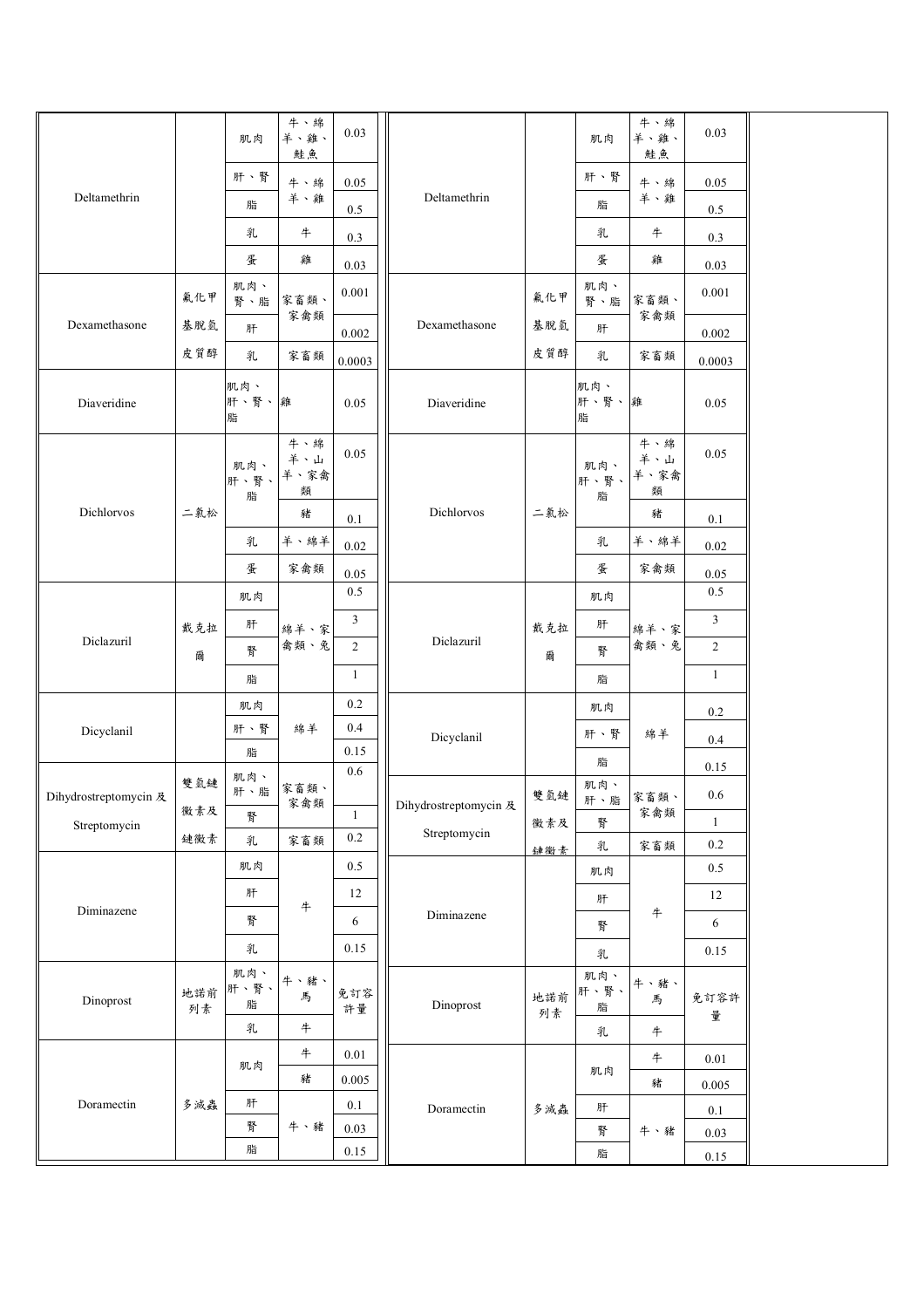| | | | | | | | | | | |
|---|---|---|---|---|---|---|---|---|---|---|
| Deltamethrin | | 肌肉 | 牛、綿羊、雞、鮭魚 | 0.03 | Deltamethrin | | 肌肉 | 牛、綿羊、雞、鮭魚 | 0.03 | |
| | | 肝、腎 | 牛、綿羊、雞 | 0.05 | | | 肝、腎 | 牛、綿羊、雞 | 0.05 | |
| | | 脂 | | 0.5 | | | 脂 | | 0.5 | |
| | | 乳 | 牛 | 0.3 | | | 乳 | 牛 | 0.3 | |
| | | 蛋 | 雞 | 0.03 | | | 蛋 | 雞 | 0.03 | |
| Dexamethasone | 氟化甲基脫氫皮質醇 | 肌肉、腎、脂 | 家畜類、家禽類 | 0.001 | Dexamethasone | 氟化甲基脫氫皮質醇 | 肌肉、腎、脂 | 家畜類、家禽類 | 0.001 | |
| | | 肝 | | 0.002 | | | 肝 | | 0.002 | |
| | | 乳 | 家畜類 | 0.0003 | | | 乳 | 家畜類 | 0.0003 | |
| Diaveridine | | 肌肉、肝、腎、脂 | 雞 | 0.05 | Diaveridine | | 肌肉、肝、腎、脂 | 雞 | 0.05 | |
| Dichlorvos | 二氯松 | 肌肉、肝、腎、脂 | 牛、綿羊、山羊、家禽類 | 0.05 | Dichlorvos | 二氯松 | 肌肉、肝、腎、脂 | 牛、綿羊、山羊、家禽類 | 0.05 | |
| | | | 豬 | 0.1 | | | | 豬 | 0.1 | |
| | | 乳 | 羊、綿羊 | 0.02 | | | 乳 | 羊、綿羊 | 0.02 | |
| | | 蛋 | 家禽類 | 0.05 | | | 蛋 | 家禽類 | 0.05 | |
| Diclazuril | 戴克拉爾 | 肌肉 | 綿羊、家禽類、兔 | 0.5 | Diclazuril | 戴克拉爾 | 肌肉 | 綿羊、家禽類、兔 | 0.5 | |
| | | 肝 | | 3 | | | 肝 | | 3 | |
| | | 腎 | | 2 | | | 腎 | | 2 | |
| | | 脂 | | 1 | | | 脂 | | 1 | |
| Dicyclanil | | 肌肉 | 綿羊 | 0.2 | Dicyclanil | | 肌肉 | 綿羊 | 0.2 | |
| | | 肝、腎 | | 0.4 | | | 肝、腎 | | 0.4 | |
| | | 脂 | | 0.15 | | | 脂 | | 0.15 | |
| Dihydrostreptomycin 及 Streptomycin | 雙氫鏈黴素及鏈黴素 | 肌肉、肝、脂 | 家畜類、家禽類 | 0.6 | Dihydrostreptomycin 及 Streptomycin | 雙氫鏈黴素及鏈黴素 | 肌肉、肝、脂 | 家畜類、家禽類 | 0.6 | |
| | | 腎 | | 1 | | | 腎 | | 1 | |
| | | 乳 | 家畜類 | 0.2 | | | 乳 | 家畜類 | 0.2 | |
| Diminazene | | 肌肉 | 牛 | 0.5 | Diminazene | | 肌肉 | 牛 | 0.5 | |
| | | 肝 | | 12 | | | 肝 | | 12 | |
| | | 腎 | | 6 | | | 腎 | | 6 | |
| | | 乳 | | 0.15 | | | 乳 | | 0.15 | |
| Dinoprost | 地諾前列素 | 肌肉、肝、腎、脂 | 牛、豬、馬 | 免訂容許量 | Dinoprost | 地諾前列素 | 肌肉、肝、腎、脂 | 牛、豬、馬 | 免訂容許量 | |
| | | 乳 | 牛 | | | | 乳 | 牛 | | |
| Doramectin | 多滅蟲 | 肌肉 | 牛 | 0.01 | Doramectin | 多滅蟲 | 肌肉 | 牛 | 0.01 | |
| | | | 豬 | 0.005 | | | | 豬 | 0.005 | |
| | | 肝 | 牛、豬 | 0.1 | | | 肝 | 牛、豬 | 0.1 | |
| | | 腎 | | 0.03 | | | 腎 | | 0.03 | |
| | | 脂 | | 0.15 | | | 脂 | | 0.15 | |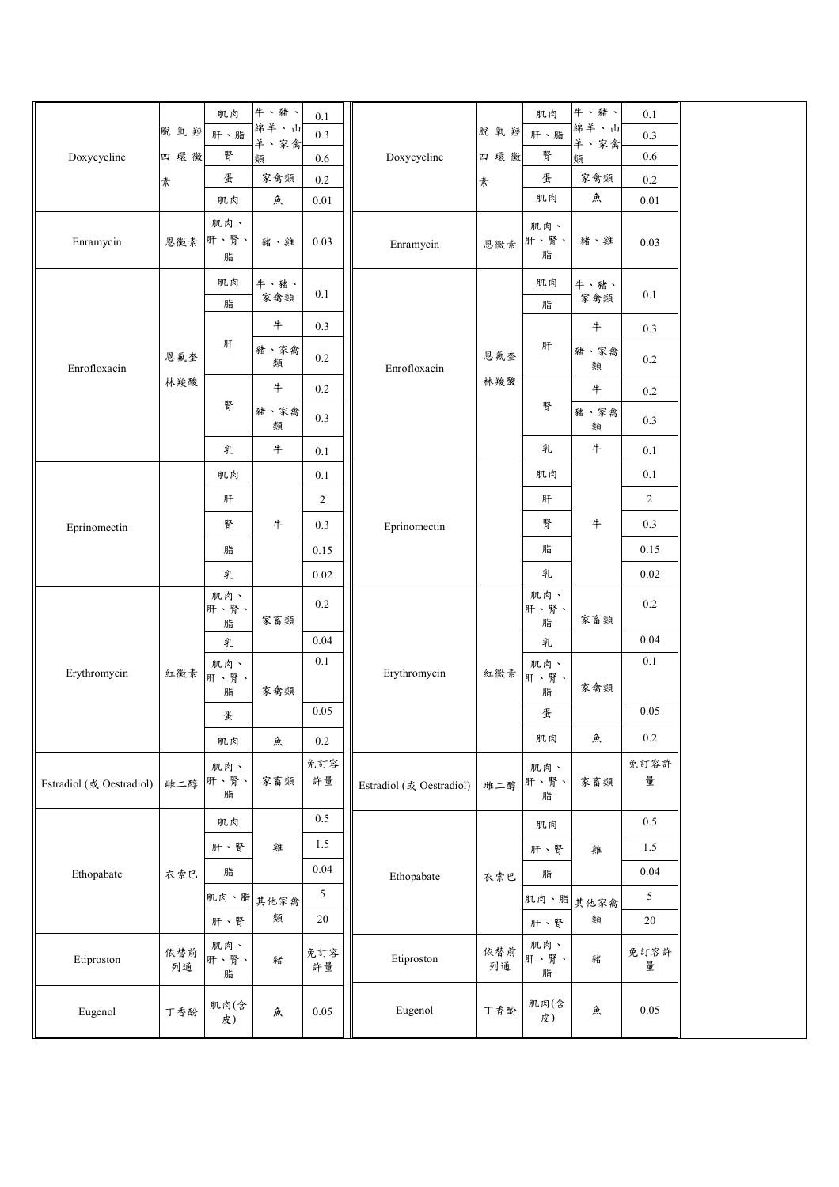| | | | | | | | | | |
|---|---|---|---|---|---|---|---|---|---|
| Doxycycline | 脫氧羥四環黴素 | 肌肉 | 牛、豬、綿羊、山羊、家禽類 | 0.1 | Doxycycline | 脫氧羥四環黴素 | 肌肉 | 牛、豬、綿羊、山羊、家禽類 | 0.1 |
| | | 肝、脂 | | 0.3 | | | 肝、脂 | | 0.3 |
| | | 腎 | | 0.6 | | | 腎 | | 0.6 |
| | | 蛋 | 家禽類 | 0.2 | | | 蛋 | 家禽類 | 0.2 |
| | | 肌肉 | 魚 | 0.01 | | | 肌肉 | 魚 | 0.01 |
| Enramycin | 恩黴素 | 肌肉、肝、腎、脂 | 豬、雞 | 0.03 | Enramycin | 恩黴素 | 肌肉、肝、腎、脂 | 豬、雞 | 0.03 |
| Enrofloxacin | 恩氟奎林羧酸 | 肌肉 | 牛、豬、家禽類 | 0.1 | Enrofloxacin | 恩氟奎林羧酸 | 肌肉 | 牛、豬、家禽類 | 0.1 |
| | | 脂 | | | | | 脂 | | |
| | | 肝 | 牛 | 0.3 | | | 肝 | 牛 | 0.3 |
| | | | 豬、家禽類 | 0.2 | | | | 豬、家禽類 | 0.2 |
| | | 腎 | 牛 | 0.2 | | | 腎 | 牛 | 0.2 |
| | | | 豬、家禽類 | 0.3 | | | | 豬、家禽類 | 0.3 |
| | | 乳 | 牛 | 0.1 | | | 乳 | 牛 | 0.1 |
| Eprinomectin | | 肌肉 | 牛 | 0.1 | Eprinomectin | | 肌肉 | 牛 | 0.1 |
| | | 肝 | | 2 | | | 肝 | | 2 |
| | | 腎 | | 0.3 | | | 腎 | | 0.3 |
| | | 脂 | | 0.15 | | | 脂 | | 0.15 |
| | | 乳 | | 0.02 | | | 乳 | | 0.02 |
| Erythromycin | 紅黴素 | 肌肉、肝、腎、脂 | 家畜類 | 0.2 | Erythromycin | 紅黴素 | 肌肉、肝、腎、脂 | 家畜類 | 0.2 |
| | | 乳 | | 0.04 | | | 乳 | | 0.04 |
| | | 肌肉、肝、腎、脂 | 家禽類 | 0.1 | | | 肌肉、肝、腎、脂 | 家禽類 | 0.1 |
| | | 蛋 | | 0.05 | | | 蛋 | | 0.05 |
| | | 肌肉 | 魚 | 0.2 | | | 肌肉 | 魚 | 0.2 |
| Estradiol (或 Oestradiol) | 雌二醇 | 肌肉、肝、腎、脂 | 家畜類 | 免訂容許量 | Estradiol (或 Oestradiol) | 雌二醇 | 肌肉、肝、腎、脂 | 家畜類 | 免訂容許量 |
| Ethopabate | 衣索巴 | 肌肉 | 雞 | 0.5 | Ethopabate | 衣索巴 | 肌肉 | 雞 | 0.5 |
| | | 肝、腎 | | 1.5 | | | 肝、腎 | | 1.5 |
| | | 脂 | | 0.04 | | | 脂 | | 0.04 |
| | | 肌肉、脂 | 其他家禽類 | 5 | | | 肌肉、脂 | 其他家禽類 | 5 |
| | | 肝、腎 | | 20 | | | 肝、腎 | | 20 |
| Etiproston | 依替前列通 | 肌肉、肝、腎、脂 | 豬 | 免訂容許量 | Etiproston | 依替前列通 | 肌肉、肝、腎、脂 | 豬 | 免訂容許量 |
| Eugenol | 丁香酚 | 肌肉(含皮) | 魚 | 0.05 | Eugenol | 丁香酚 | 肌肉(含皮) | 魚 | 0.05 |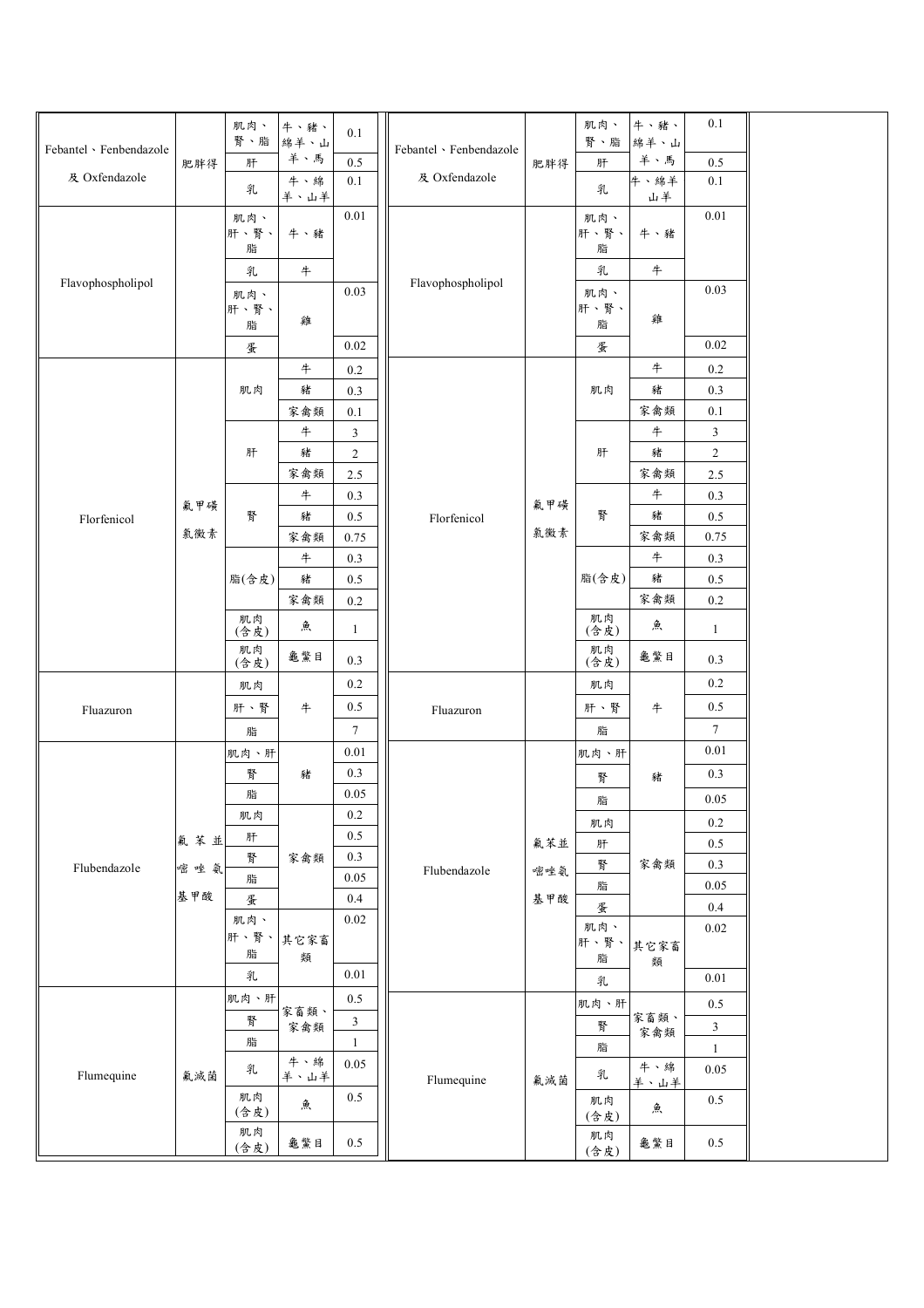| | | | | | | | | | | |
|---|---|---|---|---|---|---|---|---|---|---|
| Febantel、Fenbendazole 及 Oxfendazole | 肥胖得 | 肌肉、腎、脂 | 牛、豬、綿羊、山羊、馬 | 0.1 | Febantel、Fenbendazole 及 Oxfendazole | 肥胖得 | 肌肉、腎、脂 | 牛、豬、綿羊、山羊、馬 | 0.1 | |
| | | 肝 | | 0.5 | | | 肝 | | 0.5 | |
| | | 乳 | 牛、綿羊、山羊 | 0.1 | | | 乳 | 牛、綿羊山羊 | 0.1 | |
| Flavophospholipol | | 肌肉、肝、腎、脂 | 牛、豬 | 0.01 | Flavophospholipol | | 肌肉、肝、腎、脂 | 牛、豬 | 0.01 | |
| | | 乳 | 牛 | | | | 乳 | 牛 | | |
| | | 肌肉、肝、腎、脂 | 雞 | 0.03 | | | 肌肉、肝、腎、脂 | 雞 | 0.03 | |
| | | 蛋 | | 0.02 | | | 蛋 | | 0.02 | |
| Florfenicol | 氟甲磺氯黴素 | 肌肉 | 牛 | 0.2 | Florfenicol | 氟甲磺氯黴素 | 肌肉 | 牛 | 0.2 | |
| | | | 豬 | 0.3 | | | | 豬 | 0.3 | |
| | | | 家禽類 | 0.1 | | | | 家禽類 | 0.1 | |
| | | 肝 | 牛 | 3 | | | 肝 | 牛 | 3 | |
| | | | 豬 | 2 | | | | 豬 | 2 | |
| | | | 家禽類 | 2.5 | | | | 家禽類 | 2.5 | |
| | | 腎 | 牛 | 0.3 | | | 腎 | 牛 | 0.3 | |
| | | | 豬 | 0.5 | | | | 豬 | 0.5 | |
| | | | 家禽類 | 0.75 | | | | 家禽類 | 0.75 | |
| | | 脂(含皮) | 牛 | 0.3 | | | 脂(含皮) | 牛 | 0.3 | |
| | | | 豬 | 0.5 | | | | 豬 | 0.5 | |
| | | | 家禽類 | 0.2 | | | | 家禽類 | 0.2 | |
| | | 肌肉(含皮) | 魚 | 1 | | | 肌肉(含皮) | 魚 | 1 | |
| | | 肌肉(含皮) | 龜鱉目 | 0.3 | | | 肌肉(含皮) | 龜鱉目 | 0.3 | |
| Fluazuron | | 肌肉 | 牛 | 0.2 | Fluazuron | | 肌肉 | 牛 | 0.2 | |
| | | 肝、腎 | | 0.5 | | | 肝、腎 | | 0.5 | |
| | | 脂 | | 7 | | | 脂 | | 7 | |
| Flubendazole | 氟苯並嘧唑氨基甲酸 | 肌肉、肝 | 豬 | 0.01 | Flubendazole | 氟苯並嘧唑氨基甲酸 | 肌肉、肝 | 豬 | 0.01 | |
| | | 腎 | | 0.3 | | | 腎 | | 0.3 | |
| | | 脂 | | 0.05 | | | 脂 | | 0.05 | |
| | | 肌肉 | 家禽類 | 0.2 | | | 肌肉 | 家禽類 | 0.2 | |
| | | 肝 | | 0.5 | | | 肝 | | 0.5 | |
| | | 腎 | | 0.3 | | | 腎 | | 0.3 | |
| | | 脂 | | 0.05 | | | 脂 | | 0.05 | |
| | | 蛋 | | 0.4 | | | 蛋 | | 0.4 | |
| | | 肌肉、肝、腎、脂 | 其它家畜類 | 0.02 | | | 肌肉、肝、腎、脂 | 其它家畜類 | 0.02 | |
| | | 乳 | | 0.01 | | | 乳 | | 0.01 | |
| Flumequine | 氟滅菌 | 肌肉、肝 | 家畜類、家禽類 | 0.5 | Flumequine | 氟滅菌 | 肌肉、肝 | 家畜類、家禽類 | 0.5 | |
| | | 腎 | | 3 | | | 腎 | | 3 | |
| | | 脂 | | 1 | | | 脂 | | 1 | |
| | | 乳 | 牛、綿羊、山羊 | 0.05 | | | 乳 | 牛、綿羊、山羊 | 0.05 | |
| | | 肌肉(含皮) | 魚 | 0.5 | | | 肌肉(含皮) | 魚 | 0.5 | |
| | | 肌肉(含皮) | 龜鱉目 | 0.5 | | | 肌肉(含皮) | 龜鱉目 | 0.5 | |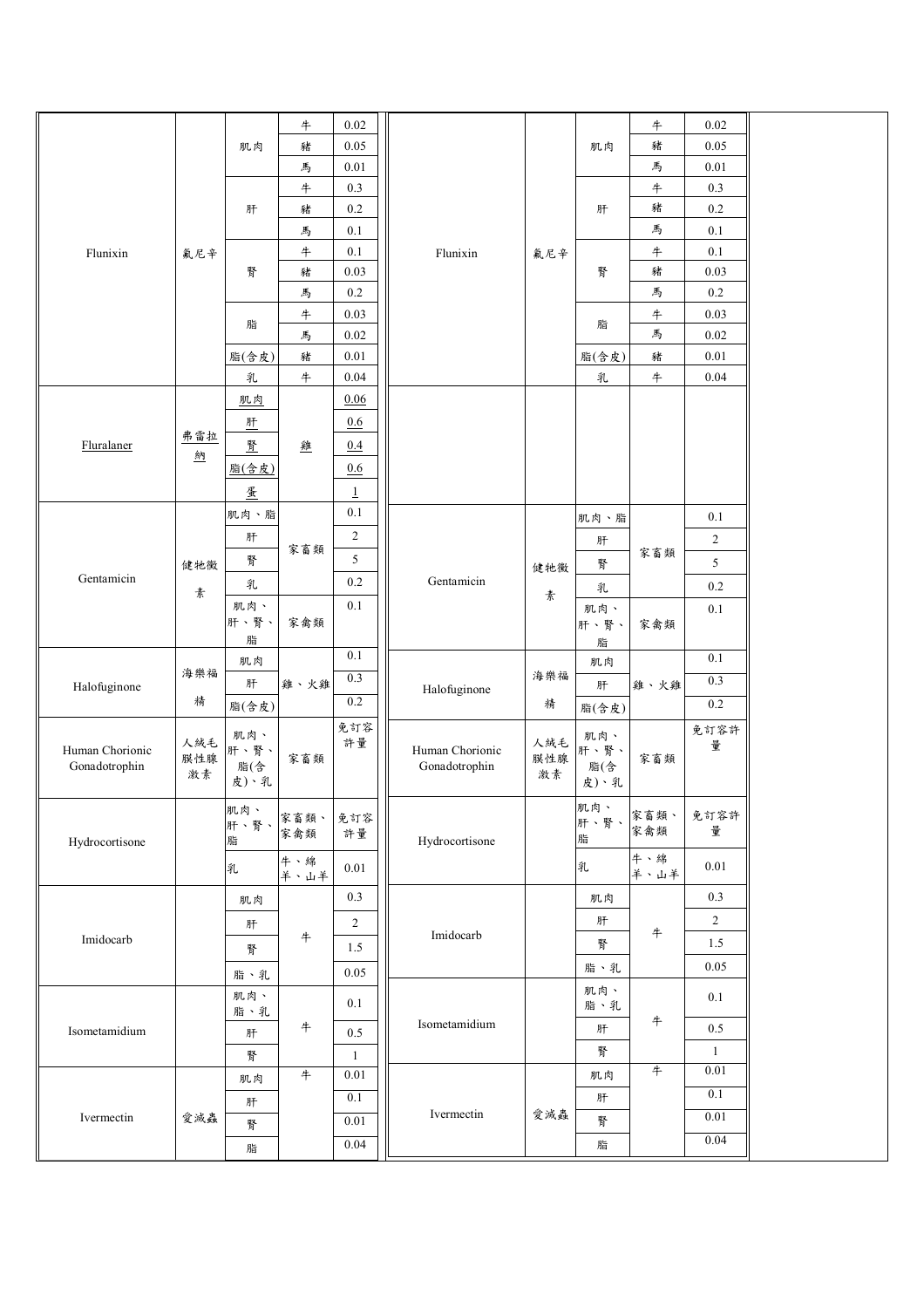| | | | | | | | | | |
|---|---|---|---|---|---|---|---|---|---|
| Flunixin | 氟尼辛 | 肌肉 | 牛 | 0.02 | Flunixin | 氟尼辛 | 肌肉 | 牛 | 0.02 |
| | | | 豬 | 0.05 | | | | 豬 | 0.05 |
| | | | 馬 | 0.01 | | | | 馬 | 0.01 |
| | | 肝 | 牛 | 0.3 | | | 肝 | 牛 | 0.3 |
| | | | 豬 | 0.2 | | | | 豬 | 0.2 |
| | | | 馬 | 0.1 | | | | 馬 | 0.1 |
| | | 腎 | 牛 | 0.1 | | | 腎 | 牛 | 0.1 |
| | | | 豬 | 0.03 | | | | 豬 | 0.03 |
| | | | 馬 | 0.2 | | | | 馬 | 0.2 |
| | | 脂 | 牛 | 0.03 | | | 脂 | 牛 | 0.03 |
| | | | 馬 | 0.02 | | | | 馬 | 0.02 |
| | | 脂(含皮) | 豬 | 0.01 | | | 脂(含皮) | 豬 | 0.01 |
| | | 乳 | 牛 | 0.04 | | | 乳 | 牛 | 0.04 |
| Fluralaner | 弗雷拉納 | 肌肉 | 雞 | 0.06 | | | | | |
| | | 肝 | | 0.6 | | | | | |
| | | 腎 | | 0.4 | | | | | |
| | | 脂(含皮) | | 0.6 | | | | | |
| | | 蛋 | | 1 | | | | | |
| Gentamicin | 健牠黴素 | 肌肉、脂 | 家畜類 | 0.1 | Gentamicin | 健牠黴素 | 肌肉、脂 | 家畜類 | 0.1 |
| | | 肝 | | 2 | | | 肝 | | 2 |
| | | 腎 | | 5 | | | 腎 | | 5 |
| | | 乳 | | 0.2 | | | 乳 | | 0.2 |
| | | 肌肉、肝、腎、脂 | 家禽類 | 0.1 | | | 肌肉、肝、腎、脂 | 家禽類 | 0.1 |
| Halofuginone | 海樂福精 | 肌肉 | 雞、火雞 | 0.1 | Halofuginone | 海樂福精 | 肌肉 | 雞、火雞 | 0.1 |
| | | 肝 | | 0.3 | | | 肝 | | 0.3 |
| | | 脂(含皮) | | 0.2 | | | 脂(含皮) | | 0.2 |
| Human Chorionic Gonadotrophin | 人絨毛膜性腺激素 | 肌肉、肝、腎、脂(含皮)、乳 | 家畜類 | 免訂容許量 | Human Chorionic Gonadotrophin | 人絨毛膜性腺激素 | 肌肉、肝、腎、脂(含皮)、乳 | 家畜類 | 免訂容許量 |
| Hydrocortisone | | 肌肉、肝、腎、脂 | 家畜類、家禽類 | 免訂容許量 | Hydrocortisone | | 肌肉、肝、腎、脂 | 家畜類、家禽類 | 免訂容許量 |
| | | 乳 | 牛、綿羊、山羊 | 0.01 | | | 乳 | 牛、綿羊、山羊 | 0.01 |
| Imidocarb | | 肌肉 | 牛 | 0.3 | Imidocarb | | 肌肉 | 牛 | 0.3 |
| | | 肝 | | 2 | | | 肝 | | 2 |
| | | 腎 | | 1.5 | | | 腎 | | 1.5 |
| | | 脂、乳 | | 0.05 | | | 脂、乳 | | 0.05 |
| Isometamidium | | 肌肉、脂、乳 | 牛 | 0.1 | Isometamidium | | 肌肉、脂、乳 | 牛 | 0.1 |
| | | 肝 | | 0.5 | | | 肝 | | 0.5 |
| | | 腎 | | 1 | | | 腎 | | 1 |
| Ivermectin | 愛滅蟲 | 肌肉 | 牛 | 0.01 | Ivermectin | 愛滅蟲 | 肌肉 | 牛 | 0.01 |
| | | 肝 | | 0.1 | | | 肝 | | 0.1 |
| | | 腎 | | 0.01 | | | 腎 | | 0.01 |
| | | 脂 | | 0.04 | | | 脂 | | 0.04 |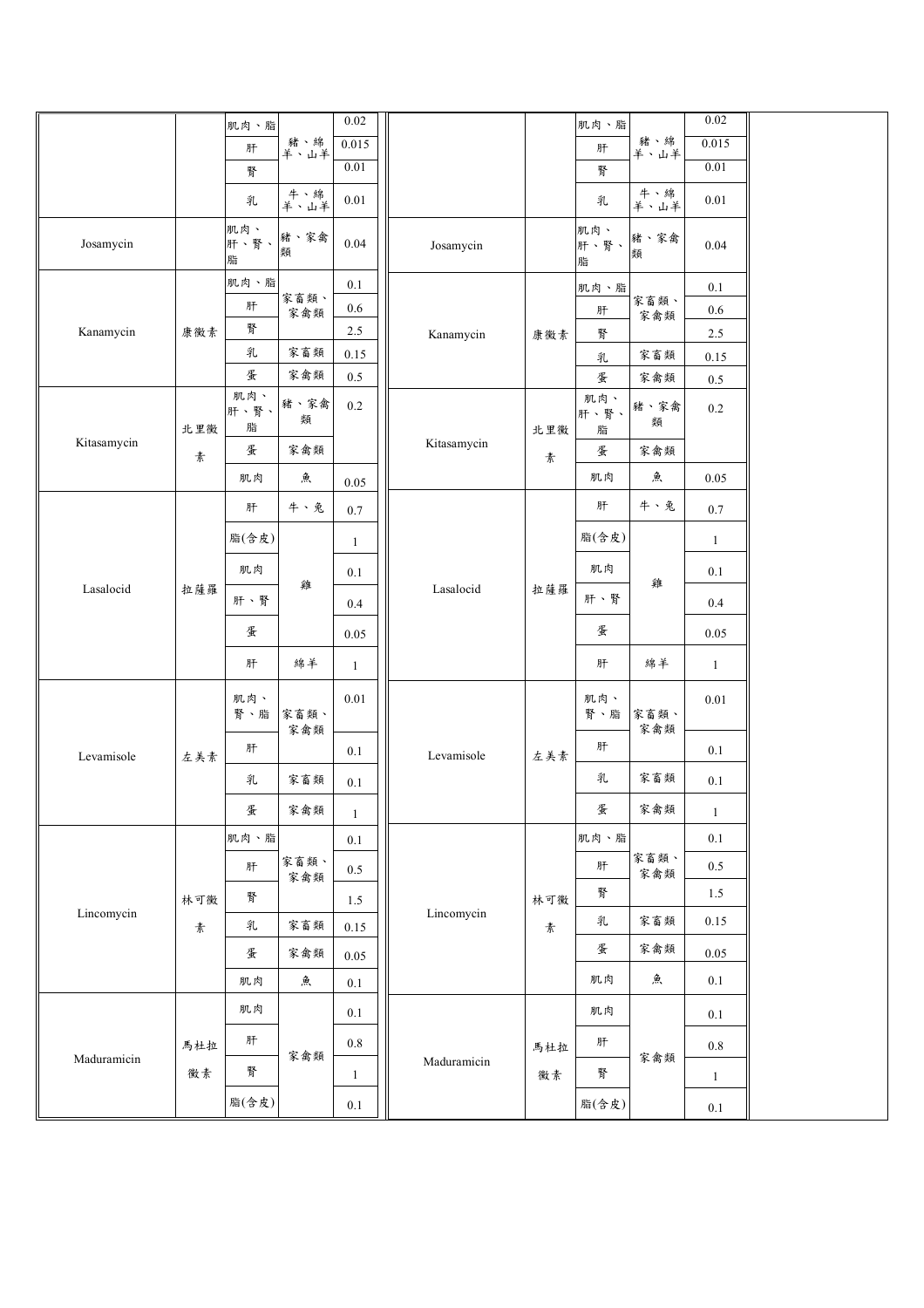| | | | | | | | | | | |
|---|---|---|---|---|---|---|---|---|---|---|
| | | 肌肉、脂 | 豬、綿羊、山羊 | 0.02 | | | 肌肉、脂 | 豬、綿羊、山羊 | 0.02 | |
| | | 肝 | | 0.015 | | | 肝 | | 0.015 | |
| | | 腎 | | 0.01 | | | 腎 | | 0.01 | |
| | | 乳 | 牛、綿羊、山羊 | 0.01 | | | 乳 | 牛、綿羊、山羊 | 0.01 | |
| Josamycin | | 肌肉、肝、腎、脂 | 豬、家禽類 | 0.04 | Josamycin | | 肌肉、肝、腎、脂 | 豬、家禽類 | 0.04 | |
| Kanamycin | 康黴素 | 肌肉、脂 | 家畜類、家禽類 | 0.1 | Kanamycin | 康黴素 | 肌肉、脂 | 家畜類、家禽類 | 0.1 | |
| | | 肝 | | 0.6 | | | 肝 | | 0.6 | |
| | | 腎 | | 2.5 | | | 腎 | | 2.5 | |
| | | 乳 | 家畜類 | 0.15 | | | 乳 | 家畜類 | 0.15 | |
| | | 蛋 | 家禽類 | 0.5 | | | 蛋 | 家禽類 | 0.5 | |
| Kitasamycin | 北里黴素 | 肌肉、肝、腎、脂 | 豬、家禽類 | 0.2 | Kitasamycin | 北里黴素 | 肌肉、肝、腎、脂 | 豬、家禽類 | 0.2 | |
| | | 蛋 | 家禽類 | | | | 蛋 | 家禽類 | | |
| | | 肌肉 | 魚 | 0.05 | | | 肌肉 | 魚 | 0.05 | |
| Lasalocid | 拉薩羅 | 肝 | 牛、兔 | 0.7 | Lasalocid | 拉薩羅 | 肝 | 牛、兔 | 0.7 | |
| | | 脂(含皮) | 雞 | 1 | | | 脂(含皮) | 雞 | 1 | |
| | | 肌肉 | | 0.1 | | | 肌肉 | | 0.1 | |
| | | 肝、腎 | | 0.4 | | | 肝、腎 | | 0.4 | |
| | | 蛋 | | 0.05 | | | 蛋 | | 0.05 | |
| | | 肝 | 綿羊 | 1 | | | 肝 | 綿羊 | 1 | |
| Levamisole | 左美素 | 肌肉、腎、脂 | 家畜類、家禽類 | 0.01 | Levamisole | 左美素 | 肌肉、腎、脂 | 家畜類、家禽類 | 0.01 | |
| | | 肝 | | 0.1 | | | 肝 | | 0.1 | |
| | | 乳 | 家畜類 | 0.1 | | | 乳 | 家畜類 | 0.1 | |
| | | 蛋 | 家禽類 | 1 | | | 蛋 | 家禽類 | 1 | |
| Lincomycin | 林可黴素 | 肌肉、脂 | 家畜類、家禽類 | 0.1 | Lincomycin | 林可黴素 | 肌肉、脂 | 家畜類、家禽類 | 0.1 | |
| | | 肝 | | 0.5 | | | 肝 | | 0.5 | |
| | | 腎 | | 1.5 | | | 腎 | | 1.5 | |
| | | 乳 | 家畜類 | 0.15 | | | 乳 | 家畜類 | 0.15 | |
| | | 蛋 | 家禽類 | 0.05 | | | 蛋 | 家禽類 | 0.05 | |
| | | 肌肉 | 魚 | 0.1 | | | 肌肉 | 魚 | 0.1 | |
| Maduramicin | 馬杜拉黴素 | 肌肉 | 家禽類 | 0.1 | Maduramicin | 馬杜拉黴素 | 肌肉 | 家禽類 | 0.1 | |
| | | 肝 | | 0.8 | | | 肝 | | 0.8 | |
| | | 腎 | | 1 | | | 腎 | | 1 | |
| | | 脂(含皮) | | 0.1 | | | 脂(含皮) | | 0.1 | |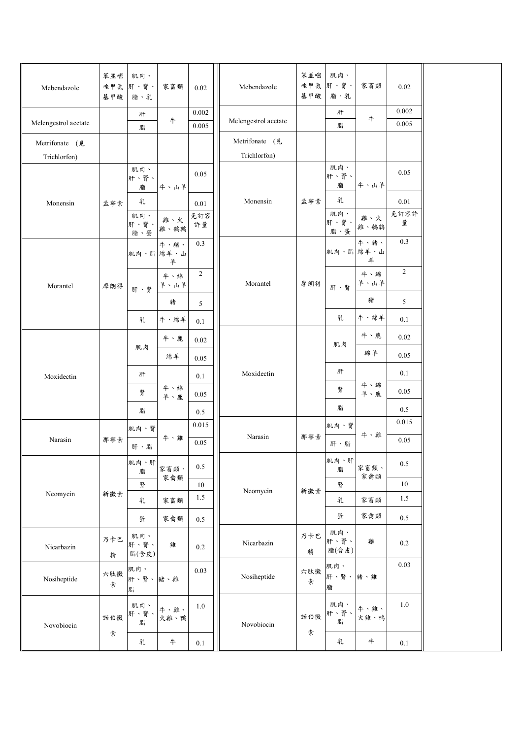| Mebendazole | 苯並嘧唑甲氨基甲酸 | 肌肉、肝、腎、脂、乳 | 家畜類 | 0.02 | Mebendazole | 苯並嘧唑甲氨基甲酸 | 肌肉、肝、腎、脂、乳 | 家畜類 | 0.02 |
|---|---|---|---|---|---|---|---|---|---|
| Melengestrol acetate | | 肝 | 牛 | 0.002 | Melengestrol acetate | | 肝 | 牛 | 0.002 |
| | | 脂 | | 0.005 | | | 脂 | | 0.005 |
| Metrifonate (見Trichlorfon) | | | | | Metrifonate (見Trichlorfon) | | | | |
| Monensin | 孟寧素 | 肌肉、肝、腎、脂 | 牛、山羊 | 0.05 | Monensin | 孟寧素 | 肌肉、肝、腎、脂 | 牛、山羊 | 0.05 |
| | | 乳 | | 0.01 | | | 乳 | | 0.01 |
| | | 肌肉、肝、腎、脂、蛋 | 雞、火雞、鵪鶉 | 免訂容許量 | | | 肌肉、肝、腎、脂、蛋 | 雞、火雞、鵪鶉 | 免訂容許量 |
| Morantel | 摩朗得 | 肌肉、脂 | 牛、豬、綿羊、山羊 | 0.3 | Morantel | 摩朗得 | 肌肉、脂 | 牛、豬、綿羊、山羊 | 0.3 |
| | | 肝、腎 | 牛、綿羊、山羊 | 2 | | | 肝、腎 | 牛、綿羊、山羊 | 2 |
| | | | 豬 | 5 | | | | 豬 | 5 |
| | | 乳 | 牛、綿羊 | 0.1 | | | 乳 | 牛、綿羊 | 0.1 |
| Moxidectin | | 肌肉 | 牛、鹿 | 0.02 | Moxidectin | | 肌肉 | 牛、鹿 | 0.02 |
| | | | 綿羊 | 0.05 | | | | 綿羊 | 0.05 |
| | | 肝 | 牛、綿羊、鹿 | 0.1 | | | 肝 | 牛、綿羊、鹿 | 0.1 |
| | | 腎 | | 0.05 | | | 腎 | | 0.05 |
| | | 脂 | | 0.5 | | | 脂 | | 0.5 |
| Narasin | 那寧素 | 肌肉、腎 | 牛、雞 | 0.015 | Narasin | 那寧素 | 肌肉、腎 | 牛、雞 | 0.015 |
| | | 肝、脂 | | 0.05 | | | 肝、脂 | | 0.05 |
| Neomycin | 新黴素 | 肌肉、肝脂 | 家畜類、家禽類 | 0.5 | Neomycin | 新黴素 | 肌肉、肝脂 | 家畜類、家禽類 | 0.5 |
| | | 腎 | | 10 | | | 腎 | | 10 |
| | | 乳 | 家畜類 | 1.5 | | | 乳 | 家畜類 | 1.5 |
| | | 蛋 | 家禽類 | 0.5 | | | 蛋 | 家禽類 | 0.5 |
| Nicarbazin | 乃卡巴精 | 肌肉、肝、腎、脂(含皮) | 雞 | 0.2 | Nicarbazin | 乃卡巴精 | 肌肉、肝、腎、脂(含皮) | 雞 | 0.2 |
| Nosiheptide | 六肽黴素 | 肌肉、肝、腎、脂 | 豬、雞 | 0.03 | Nosiheptide | 六肽黴素 | 肌肉、肝、腎、脂 | 豬、雞 | 0.03 |
| Novobiocin | 諾伯黴素 | 肌肉、肝、腎、脂 | 牛、雞、火雞、鴨 | 1.0 | Novobiocin | 諾伯黴素 | 肌肉、肝、腎、脂 | 牛、雞、火雞、鴨 | 1.0 |
| | | 乳 | 牛 | 0.1 | | | 乳 | 牛 | 0.1 |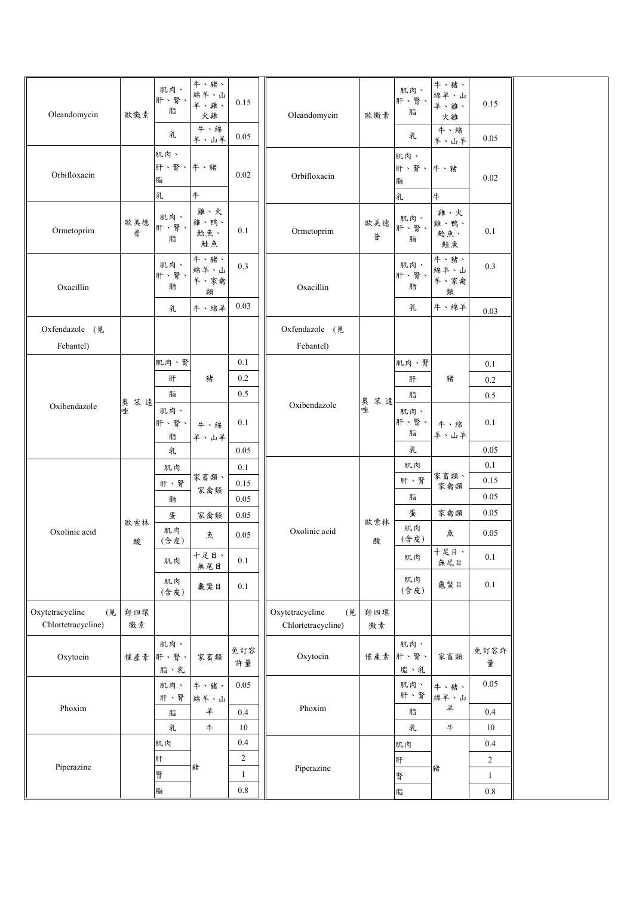| | | | | | | | | | | |
|---|---|---|---|---|---|---|---|---|---|---|
| Oleandomycin | 歐黴素 | 肌肉、肝、腎、脂 | 牛、豬、綿羊、山羊、雞、火雞 | 0.15 | Oleandomycin | 歐黴素 | 肌肉、肝、腎、脂 | 牛、豬、綿羊、山羊、雞、火雞 | 0.15 | |
| | | 乳 | 牛、綿羊、山羊 | 0.05 | | | 乳 | 牛、綿羊、山羊 | 0.05 | |
| Orbifloxacin | | 肌肉、肝、腎、脂 | 牛、豬 | 0.02 | Orbifloxacin | | 肌肉、肝、腎、脂 | 牛、豬 | 0.02 | |
| | | 乳 | 牛 | | | | 乳 | 牛 | | |
| Ormetoprim | 歐美德普 | 肌肉、肝、腎、脂 | 雞、火雞、鴨、鯰魚、鮭魚 | 0.1 | Ormetoprim | 歐美德普 | 肌肉、肝、腎、脂 | 雞、火雞、鴨、鯰魚、鮭魚 | 0.1 | |
| Oxacillin | | 肌肉、肝、腎、脂 | 牛、豬、綿羊、山羊、家禽類 | 0.3 | Oxacillin | | 肌肉、肝、腎、脂 | 牛、豬、綿羊、山羊、家禽類 | 0.3 | |
| | | 乳 | 牛、綿羊 | 0.03 | | | 乳 | 牛、綿羊 | 0.03 | |
| Oxfendazole (見Febantel) | | | | | Oxfendazole (見Febantel) | | | | | |
| Oxibendazole | 奧苯達唑 | 肌肉、腎 | 豬 | 0.1 | Oxibendazole | 奧苯達唑 | 肌肉、腎 | 豬 | 0.1 | |
| | | 肝 | | 0.2 | | | 肝 | | 0.2 | |
| | | 脂 | | 0.5 | | | 脂 | | 0.5 | |
| | | 肌肉、肝、腎、脂 | 牛、綿羊、山羊 | 0.1 | | | 肌肉、肝、腎、脂 | 牛、綿羊、山羊 | 0.1 | |
| | | 乳 | | 0.05 | | | 乳 | | 0.05 | |
| Oxolinic acid | 歐索林酸 | 肌肉 | 家畜類、家禽類 | 0.1 | Oxolinic acid | 歐索林酸 | 肌肉 | 家畜類、家禽類 | 0.1 | |
| | | 肝、腎 | | 0.15 | | | 肝、腎 | | 0.15 | |
| | | 脂 | | 0.05 | | | 脂 | | 0.05 | |
| | | 蛋 | 家禽類 | 0.05 | | | 蛋 | 家禽類 | 0.05 | |
| | | 肌肉(含皮) | 魚 | 0.05 | | | 肌肉(含皮) | 魚 | 0.05 | |
| | | 肌肉 | 十足目、無尾目 | 0.1 | | | 肌肉 | 十足目、無尾目 | 0.1 | |
| | | 肌肉(含皮) | 龜鱉目 | 0.1 | | | 肌肉(含皮) | 龜鱉目 | 0.1 | |
| Oxytetracycline (見Chlortetracycline) | 羥四環黴素 | | | | Oxytetracycline (見Chlortetracycline) | 羥四環黴素 | | | | |
| Oxytocin | 催產素 | 肌肉、肝、腎、脂、乳 | 家畜類 | 免訂容許量 | Oxytocin | 催產素 | 肌肉、肝、腎、脂、乳 | 家畜類 | 免訂容許量 | |
| Phoxim | | 肌肉、肝、腎 | 牛、豬、綿羊、山羊 | 0.05 | Phoxim | | 肌肉、肝、腎 | 牛、豬、綿羊、山羊 | 0.05 | |
| | | 脂 | | 0.4 | | | 脂 | | 0.4 | |
| | | 乳 | 牛 | 10 | | | 乳 | 牛 | 10 | |
| Piperazine | | 肌肉 | 豬 | 0.4 | Piperazine | | 肌肉 | 豬 | 0.4 | |
| | | 肝 | | 2 | | | 肝 | | 2 | |
| | | 腎 | | 1 | | | 腎 | | 1 | |
| | | 脂 | | 0.8 | | | 脂 | | 0.8 | |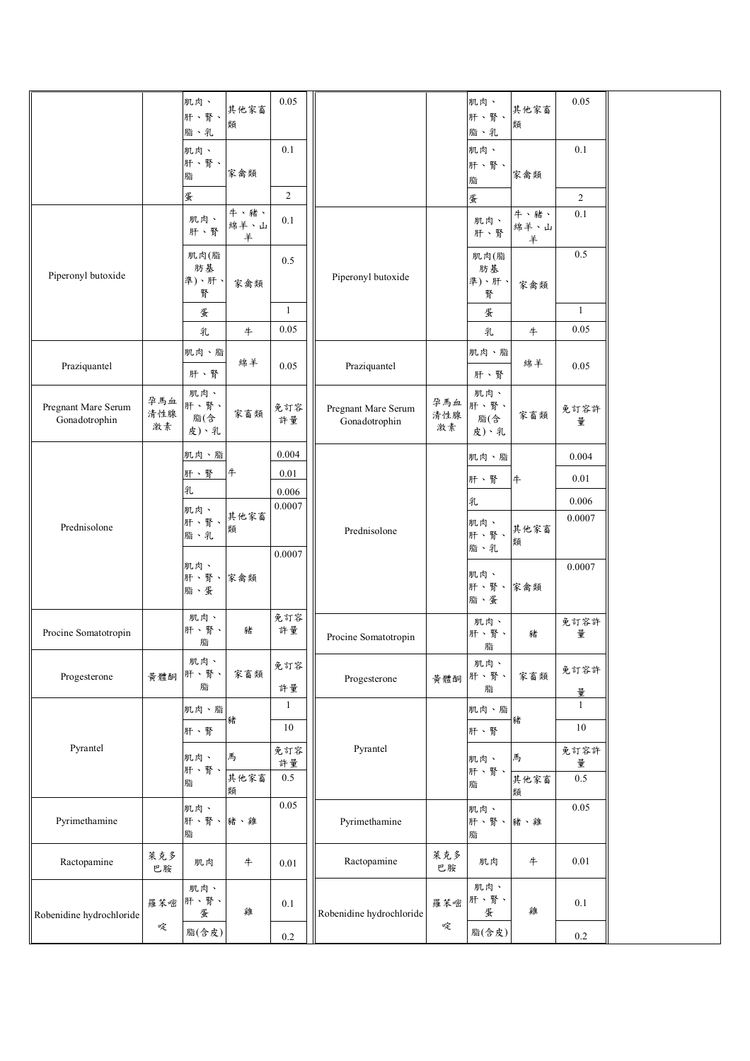| | | 肌肉、肝、腎、脂、乳 | 其他家畜類 | 0.05 | | | 肌肉、肝、腎、脂、乳 | 其他家畜類 | 0.05 |
|---|---|---|---|---|---|---|---|---|---|
| | | 肌肉、肝、腎、脂 | 家禽類 | 0.1 | | | 肌肉、肝、腎、脂 | 家禽類 | 0.1 |
| | | 蛋 | | 2 | | | 蛋 | | 2 |
| Piperonyl butoxide | | 肌肉、肝、腎 | 牛、豬、綿羊、山羊 | 0.1 | Piperonyl butoxide | | 肌肉、肝、腎 | 牛、豬、綿羊、山羊 | 0.1 |
| | | 肌肉(脂肪基準)、肝、腎 | 家禽類 | 0.5 | | | 肌肉(脂肪基準)、肝、腎 | 家禽類 | 0.5 |
| | | 蛋 | | 1 | | | 蛋 | | 1 |
| | | 乳 | 牛 | 0.05 | | | 乳 | 牛 | 0.05 |
| Praziquantel | | 肌肉、脂 | 綿羊 | 0.05 | Praziquantel | | 肌肉、脂 | 綿羊 | 0.05 |
| | | 肝、腎 | | | | | 肝、腎 | | |
| Pregnant Mare Serum Gonadotrophin | 孕馬血清性腺激素 | 肌肉、肝、腎、脂(含皮)、乳 | 家畜類 | 免訂容許量 | Pregnant Mare Serum Gonadotrophin | 孕馬血清性腺激素 | 肌肉、肝、腎、脂(含皮)、乳 | 家畜類 | 免訂容許量 |
| Prednisolone | | 肌肉、脂 | 牛 | 0.004 | Prednisolone | | 肌肉、脂 | 牛 | 0.004 |
| | | 肝、腎 | | 0.01 | | | 肝、腎 | | 0.01 |
| | | 乳 | | 0.006 | | | 乳 | | 0.006 |
| | | 肌肉、肝、腎、脂、乳 | 其他家畜類 | 0.0007 | | | 肌肉、肝、腎、脂、乳 | 其他家畜類 | 0.0007 |
| | | 肌肉、肝、腎、脂、蛋 | 家禽類 | 0.0007 | | | 肌肉、肝、腎、脂、蛋 | 家禽類 | 0.0007 |
| Procine Somatotropin | | 肌肉、肝、腎、脂 | 豬 | 免訂容許量 | Procine Somatotropin | | 肌肉、肝、腎、脂 | 豬 | 免訂容許量 |
| Progesterone | 黃體酮 | 肌肉、肝、腎、脂 | 家畜類 | 免訂容許量 | Progesterone | 黃體酮 | 肌肉、肝、腎、脂 | 家畜類 | 免訂容許量 |
| Pyrantel | | 肌肉、脂 | 豬 | 1 | Pyrantel | | 肌肉、脂 | 豬 | 1 |
| | | 肝、腎 | | 10 | | | 肝、腎 | | 10 |
| | | 肌肉、肝、腎、脂 | 馬 | 免訂容許量 | | | 肌肉、肝、腎、脂 | 馬 | 免訂容許量 |
| | | | 其他家畜類 | 0.5 | | | | 其他家畜類 | 0.5 |
| Pyrimethamine | | 肌肉、肝、腎、脂 | 豬、雞 | 0.05 | Pyrimethamine | | 肌肉、肝、腎、脂 | 豬、雞 | 0.05 |
| Ractopamine | 萊克多巴胺 | 肌肉 | 牛 | 0.01 | Ractopamine | 萊克多巴胺 | 肌肉 | 牛 | 0.01 |
| Robenidine hydrochloride | 羅苯嘧啶 | 肌肉、肝、腎、蛋 | 雞 | 0.1 | Robenidine hydrochloride | 羅苯嘧啶 | 肌肉、肝、腎、蛋 | 雞 | 0.1 |
| | | 脂(含皮) | | 0.2 | | | 脂(含皮) | | 0.2 |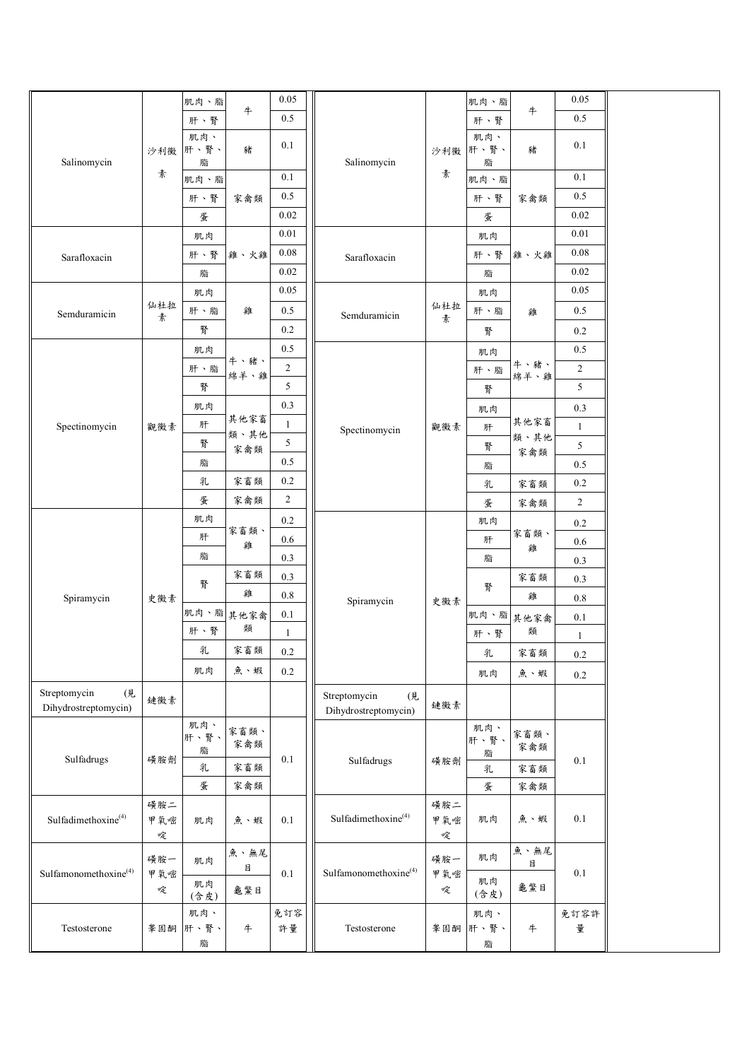| | | | | | | | | | |
|---|---|---|---|---|---|---|---|---|---|
| Salinomycin | 沙利黴素 | 肌肉、脂 | 牛 | 0.05 | Salinomycin | 沙利黴素 | 肌肉、脂 | 牛 | 0.05 |
| | | 肝、腎 | | 0.5 | | | 肝、腎 | | 0.5 |
| | | 肌肉、肝、腎、脂 | 豬 | 0.1 | | | 肌肉、肝、腎、脂 | 豬 | 0.1 |
| | | 肌肉、脂 | 家禽類 | 0.1 | | | 肌肉、脂 | 家禽類 | 0.1 |
| | | 肝、腎 | | 0.5 | | | 肝、腎 | | 0.5 |
| | | 蛋 | | 0.02 | | | 蛋 | | 0.02 |
| Sarafloxacin | | 肌肉 | 雞、火雞 | 0.01 | Sarafloxacin | | 肌肉 | 雞、火雞 | 0.01 |
| | | 肝、腎 | | 0.08 | | | 肝、腎 | | 0.08 |
| | | 脂 | | 0.02 | | | 脂 | | 0.02 |
| Semduramicin | 仙杜拉素 | 肌肉 | 雞 | 0.05 | Semduramicin | 仙杜拉素 | 肌肉 | 雞 | 0.05 |
| | | 肝、脂 | | 0.5 | | | 肝、脂 | | 0.5 |
| | | 腎 | | 0.2 | | | 腎 | | 0.2 |
| Spectinomycin | 觀黴素 | 肌肉 | 牛、豬、綿羊、雞 | 0.5 | Spectinomycin | 觀黴素 | 肌肉 | 牛、豬、綿羊、雞 | 0.5 |
| | | 肝、脂 | | 2 | | | 肝、脂 | | 2 |
| | | 腎 | | 5 | | | 腎 | | 5 |
| | | 肌肉 | 其他家畜類、其他家禽類 | 0.3 | | | 肌肉 | 其他家畜類、其他家禽類 | 0.3 |
| | | 肝 | | 1 | | | 肝 | | 1 |
| | | 腎 | | 5 | | | 腎 | | 5 |
| | | 脂 | | 0.5 | | | 脂 | | 0.5 |
| | | 乳 | 家畜類 | 0.2 | | | 乳 | 家畜類 | 0.2 |
| | | 蛋 | 家禽類 | 2 | | | 蛋 | 家禽類 | 2 |
| Spiramycin | 史黴素 | 肌肉 | 家畜類、雞 | 0.2 | Spiramycin | 史黴素 | 肌肉 | 家畜類、雞 | 0.2 |
| | | 肝 | | 0.6 | | | 肝 | | 0.6 |
| | | 脂 | | 0.3 | | | 脂 | | 0.3 |
| | | 腎 | 家畜類 | 0.3 | | | 腎 | 家畜類 | 0.3 |
| | | | 雞 | 0.8 | | | | 雞 | 0.8 |
| | | 肌肉、脂 | 其他家禽類 | 0.1 | | | 肌肉、脂 | 其他家禽類 | 0.1 |
| | | 肝、腎 | | 1 | | | 肝、腎 | | 1 |
| | | 乳 | 家畜類 | 0.2 | | | 乳 | 家畜類 | 0.2 |
| | | 肌肉 | 魚、蝦 | 0.2 | | | 肌肉 | 魚、蝦 | 0.2 |
| Streptomycin (見Dihydrostreptomycin) | 鏈黴素 | | | | Streptomycin (見Dihydrostreptomycin) | 鏈黴素 | | | |
| Sulfadrugs | 磺胺劑 | 肌肉、肝、腎、脂 | 家畜類、家禽類 | 0.1 | Sulfadrugs | 磺胺劑 | 肌肉、肝、腎、脂 | 家畜類、家禽類 | 0.1 |
| | | 乳 | 家畜類 | | | | 乳 | 家畜類 | |
| | | 蛋 | 家禽類 | | | | 蛋 | 家禽類 | |
| Sulfadimethoxine[4] | 磺胺二甲氧嘧啶 | 肌肉 | 魚、蝦 | 0.1 | Sulfadimethoxine[4] | 磺胺二甲氧嘧啶 | 肌肉 | 魚、蝦 | 0.1 |
| Sulfamonomethoxine[4] | 磺胺一甲氧嘧啶 | 肌肉 | 魚、無尾目 | 0.1 | Sulfamonomethoxine[4] | 磺胺一甲氧嘧啶 | 肌肉 | 魚、無尾目 | 0.1 |
| | | 肌肉(含皮) | 龜鱉目 | | | | 肌肉(含皮) | 龜鱉目 | |
| Testosterone | 睪固酮 | 肌肉、肝、腎、脂 | 牛 | 免訂容許量 | Testosterone | 睪固酮 | 肌肉、肝、腎、脂 | 牛 | 免訂容許量 |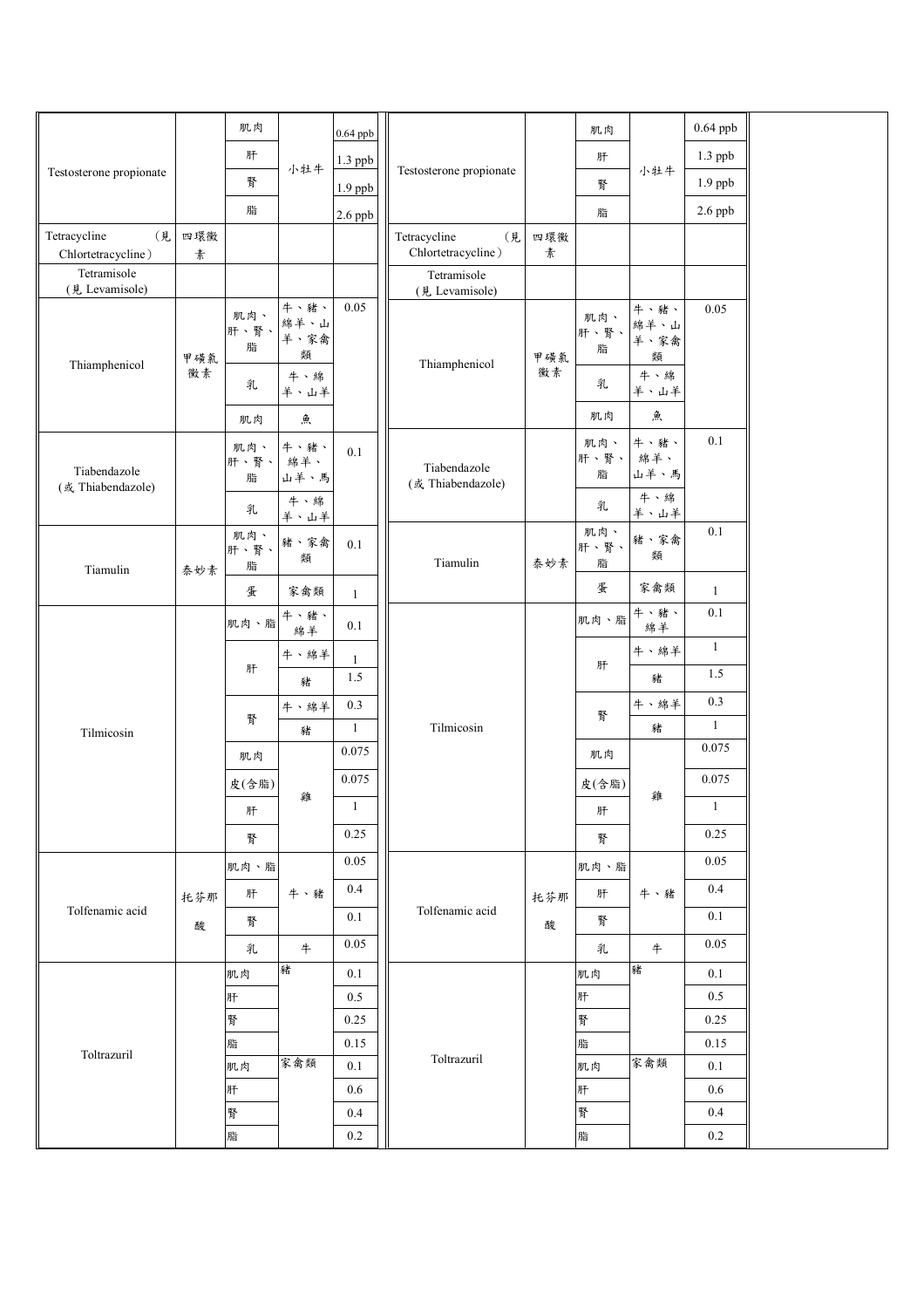| | | | | | | | | | |
|---|---|---|---|---|---|---|---|---|---|
| Testosterone propionate | | 肌肉 | 小牡牛 | 0.64 ppb | Testosterone propionate | | 肌肉 | 小牡牛 | 0.64 ppb |
| | | 肝 | | 1.3 ppb | | | 肝 | | 1.3 ppb |
| | | 腎 | | 1.9 ppb | | | 腎 | | 1.9 ppb |
| | | 脂 | | 2.6 ppb | | | 脂 | | 2.6 ppb |
| Tetracycline (見 Chlortetracycline) | 四環黴素 | | | | Tetracycline (見 Chlortetracycline) | 四環黴素 | | | |
| Tetramisole (見 Levamisole) | | | | | Tetramisole (見 Levamisole) | | | | |
| Thiamphenicol | 甲磺氯黴素 | 肌肉、肝、腎、脂 | 牛、豬、綿羊、山羊、家禽類 | 0.05 | Thiamphenicol | 甲磺氯黴素 | 肌肉、肝、腎、脂 | 牛、豬、綿羊、山羊、家禽類 | 0.05 |
| | | 乳 | 牛、綿羊、山羊 | | | | 乳 | 牛、綿羊、山羊 | |
| | | 肌肉 | 魚 | | | | 肌肉 | 魚 | |
| Tiabendazole (或 Thiabendazole) | | 肌肉、肝、腎、脂 | 牛、豬、綿羊、山羊、馬 | 0.1 | Tiabendazole (或 Thiabendazole) | | 肌肉、肝、腎、脂 | 牛、豬、綿羊、山羊、馬 | 0.1 |
| | | 乳 | 牛、綿羊、山羊 | | | | 乳 | 牛、綿羊、山羊 | |
| Tiamulin | 泰妙素 | 肌肉、肝、腎、脂 | 豬、家禽類 | 0.1 | Tiamulin | 泰妙素 | 肌肉、肝、腎、脂 | 豬、家禽類 | 0.1 |
| | | 蛋 | 家禽類 | 1 | | | 蛋 | 家禽類 | 1 |
| Tilmicosin | | 肌肉、脂 | 牛、豬、綿羊 | 0.1 | Tilmicosin | | 肌肉、脂 | 牛、豬、綿羊 | 0.1 |
| | | 肝 | 牛、綿羊 | 1 | | | 肝 | 牛、綿羊 | 1 |
| | | | 豬 | 1.5 | | | | 豬 | 1.5 |
| | | 腎 | 牛、綿羊 | 0.3 | | | 腎 | 牛、綿羊 | 0.3 |
| | | | 豬 | 1 | | | | 豬 | 1 |
| | | 肌肉 | 雞 | 0.075 | | | 肌肉 | 雞 | 0.075 |
| | | 皮(含脂) | | 0.075 | | | 皮(含脂) | | 0.075 |
| | | 肝 | | 1 | | | 肝 | | 1 |
| | | 腎 | | 0.25 | | | 腎 | | 0.25 |
| Tolfenamic acid | 托芬那酸 | 肌肉、脂 | 牛、豬 | 0.05 | Tolfenamic acid | 托芬那酸 | 肌肉、脂 | 牛、豬 | 0.05 |
| | | 肝 | | 0.4 | | | 肝 | | 0.4 |
| | | 腎 | | 0.1 | | | 腎 | | 0.1 |
| | | 乳 | 牛 | 0.05 | | | 乳 | 牛 | 0.05 |
| Toltrazuril | | 肌肉 | 豬 | 0.1 | Toltrazuril | | 肌肉 | 豬 | 0.1 |
| | | 肝 | | 0.5 | | | 肝 | | 0.5 |
| | | 腎 | | 0.25 | | | 腎 | | 0.25 |
| | | 脂 | | 0.15 | | | 脂 | | 0.15 |
| | | 肌肉 | 家禽類 | 0.1 | | | 肌肉 | 家禽類 | 0.1 |
| | | 肝 | | 0.6 | | | 肝 | | 0.6 |
| | | 腎 | | 0.4 | | | 腎 | | 0.4 |
| | | 脂 | | 0.2 | | | 脂 | | 0.2 |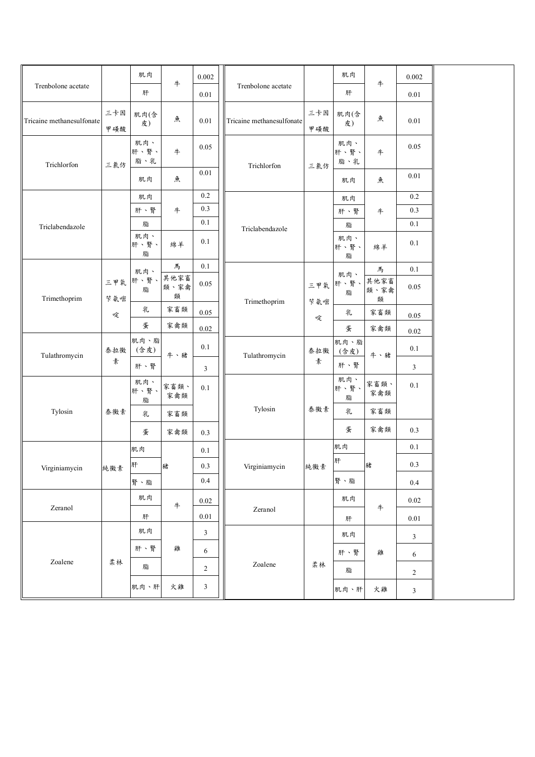| | | | | | | | | | |
|---|---|---|---|---|---|---|---|---|---|
| Trenbolone acetate | | 肌肉 | 牛 | 0.002 | Trenbolone acetate | | 肌肉 | 牛 | 0.002 |
| | | 肝 | | 0.01 | | | 肝 | | 0.01 |
| Tricaine methanesulfonate | 三卡因甲磺酸 | 肌肉(含皮) | 魚 | 0.01 | Tricaine methanesulfonate | 三卡因甲磺酸 | 肌肉(含皮) | 魚 | 0.01 |
| Trichlorfon | 三氯仿 | 肌肉、肝、腎、脂、乳 | 牛 | 0.05 | Trichlorfon | 三氯仿 | 肌肉、肝、腎、脂、乳 | 牛 | 0.05 |
| | | 肌肉 | 魚 | 0.01 | | | 肌肉 | 魚 | 0.01 |
| Triclabendazole | | 肌肉 | 牛 | 0.2 | Triclabendazole | | 肌肉 | 牛 | 0.2 |
| | | 肝、腎 | | 0.3 | | | 肝、腎 | | 0.3 |
| | | 脂 | | 0.1 | | | 脂 | | 0.1 |
| | | 肌肉、肝、腎、脂 | 綿羊 | 0.1 | | | 肌肉、肝、腎、脂 | 綿羊 | 0.1 |
| Trimethoprim | 三甲氧苄氨嘧啶 | 肌肉、肝、腎、脂 | 馬 | 0.1 | Trimethoprim | 三甲氧苄氨嘧啶 | 肌肉、肝、腎、脂 | 馬 | 0.1 |
| | | | 其他家畜類、家禽類 | 0.05 | | | | 其他家畜類、家禽類 | 0.05 |
| | | 乳 | 家畜類 | 0.05 | | | 乳 | 家畜類 | 0.05 |
| | | 蛋 | 家禽類 | 0.02 | | | 蛋 | 家禽類 | 0.02 |
| Tulathromycin | 泰拉黴素 | 肌肉、脂(含皮) | 牛、豬 | 0.1 | Tulathromycin | 泰拉黴素 | 肌肉、脂(含皮) | 牛、豬 | 0.1 |
| | | 肝、腎 | | 3 | | | 肝、腎 | | 3 |
| Tylosin | 泰黴素 | 肌肉、肝、腎、脂 | 家畜類、家禽類 | 0.1 | Tylosin | 泰黴素 | 肌肉、肝、腎、脂 | 家畜類、家禽類 | 0.1 |
| | | 乳 | 家畜類 | | | | 乳 | 家畜類 | |
| | | 蛋 | 家禽類 | 0.3 | | | 蛋 | 家禽類 | 0.3 |
| Virginiamycin | 純黴素 | 肌肉 | 豬 | 0.1 | Virginiamycin | 純黴素 | 肌肉 | 豬 | 0.1 |
| | | 肝 | | 0.3 | | | 肝 | | 0.3 |
| | | 腎、脂 | | 0.4 | | | 腎、脂 | | 0.4 |
| Zeranol | | 肌肉 | 牛 | 0.02 | Zeranol | | 肌肉 | 牛 | 0.02 |
| | | 肝 | | 0.01 | | | 肝 | | 0.01 |
| Zoalene | 柔林 | 肌肉 | 雞 | 3 | Zoalene | 柔林 | 肌肉 | 雞 | 3 |
| | | 肝、腎 | | 6 | | | 肝、腎 | | 6 |
| | | 脂 | | 2 | | | 脂 | | 2 |
| | | 肌肉、肝 | 火雞 | 3 | | | 肌肉、肝 | 火雞 | 3 |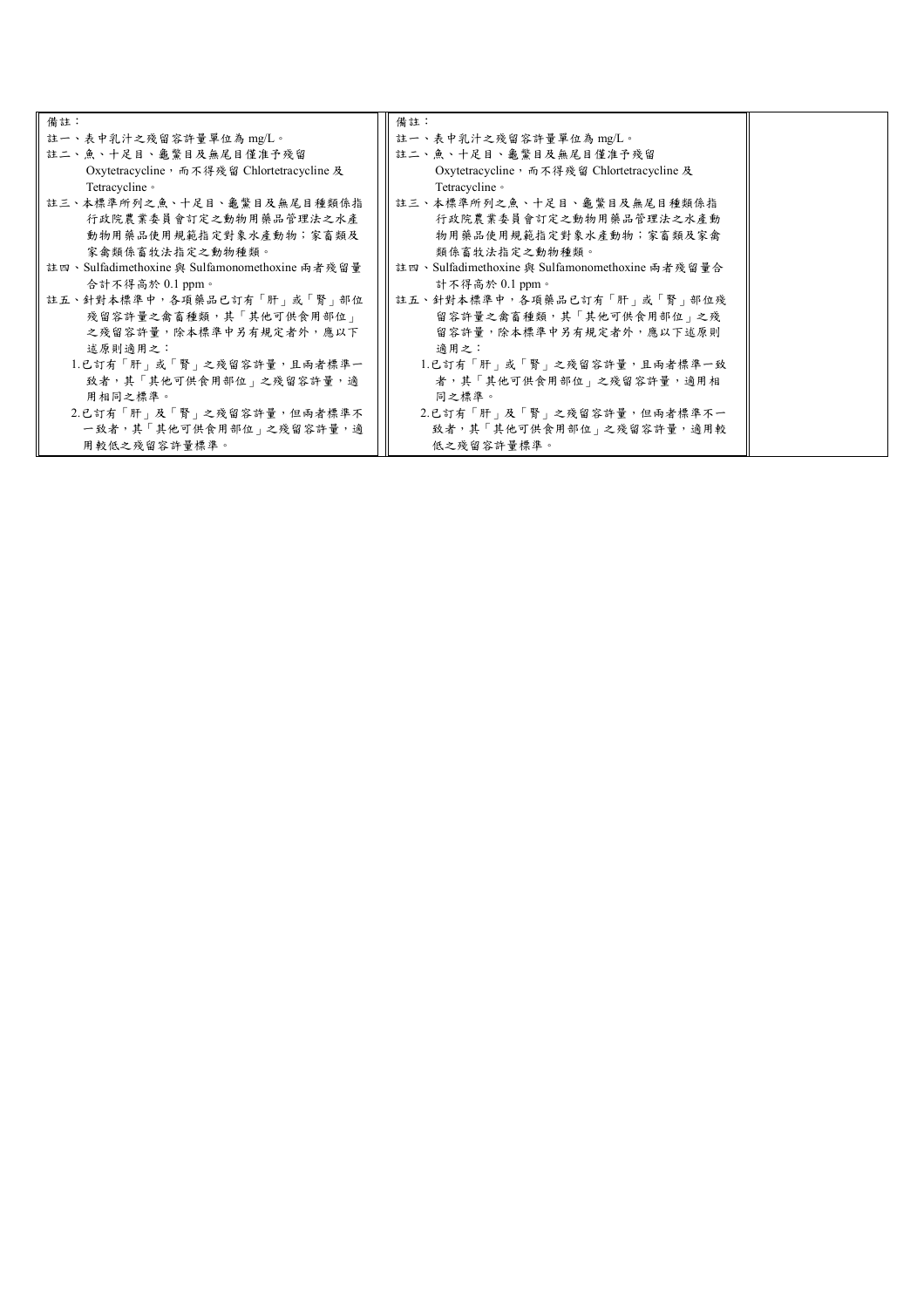| | | |
|---|---|---|
| 備註：<br>註一、表中乳汁之殘留容許量單位為 mg/L。<br>註二、魚、十足目、龜鱉目及無尾目僅准予殘留 Oxytetracycline，而不得殘留 Chlortetracycline 及 Tetracycline。<br>註三、本標準所列之魚、十足目、龜鱉目及無尾目種類係指行政院農業委員會訂定之動物用藥品管理法之水產動物用藥品使用規範指定對象水產動物；家畜類及家禽類係畜牧法指定之動物種類。<br>註四、Sulfadimethoxine 與 Sulfamonomethoxine 兩者殘留量合計不得高於 0.1 ppm。<br>註五、針對本標準中，各項藥品已訂有「肝」或「腎」部位殘留容許量之禽畜種類，其「其他可供食用部位」之殘留容許量，除本標準中另有規定者外，應以下述原則適用之：<br>1.已訂有「肝」或「腎」之殘留容許量，且兩者標準一致者，其「其他可供食用部位」之殘留容許量，適用相同之標準。<br>2.已訂有「肝」及「腎」之殘留容許量，但兩者標準不一致者，其「其他可供食用部位」之殘留容許量，適用較低之殘留容許量標準。 | 備註：<br>註一、表中乳汁之殘留容許量單位為 mg/L。<br>註二、魚、十足目、龜鱉目及無尾目僅准予殘留 Oxytetracycline，而不得殘留 Chlortetracycline 及 Tetracycline。<br>註三、本標準所列之魚、十足目、龜鱉目及無尾目種類係指行政院農業委員會訂定之動物用藥品管理法之水產動物用藥品使用規範指定對象水產動物；家畜類及家禽類係畜牧法指定之動物種類。<br>註四、Sulfadimethoxine 與 Sulfamonomethoxine 兩者殘留量合計不得高於 0.1 ppm。<br>註五、針對本標準中，各項藥品已訂有「肝」或「腎」部位殘留容許量之禽畜種類，其「其他可供食用部位」之殘留容許量，除本標準中另有規定者外，應以下述原則適用之：<br>1.已訂有「肝」或「腎」之殘留容許量，且兩者標準一致者，其「其他可供食用部位」之殘留容許量，適用相同之標準。<br>2.已訂有「肝」及「腎」之殘留容許量，但兩者標準不一致者，其「其他可供食用部位」之殘留容許量，適用較低之殘留容許量標準。 | |